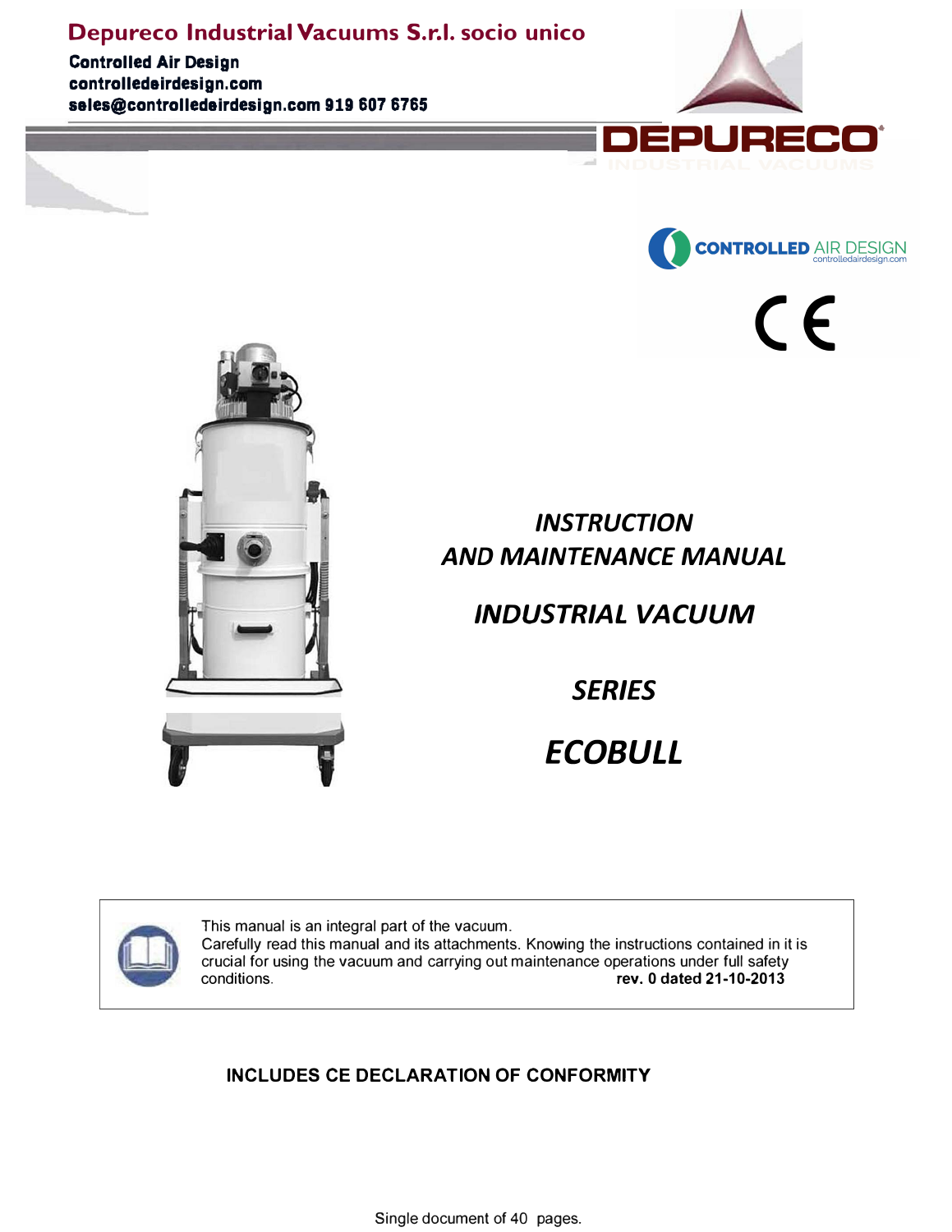**Depureco Industrial Vacuums S.r.l. socio unico**

**Controlled Air Design**
**controlledairdesign.com**
**sales@controlledairdesign.com 919 607 6765**

DEPURECO
INDUSTRIAL VACUUMS

CONTROLLED AIR DESIGN
controlledairdesign.com

CE

# *INSTRUCTION AND MAINTENANCE MANUAL*

## *INDUSTRIAL VACUUM*

## *SERIES*

# *ECOBULL*

This manual is an integral part of the vacuum.
Carefully read this manual and its attachments. Knowing the instructions contained in it is crucial for using the vacuum and carrying out maintenance operations under full safety conditions.
**rev. 0 dated 21-10-2013**

**INCLUDES CE DECLARATION OF CONFORMITY**

Single document of 40 pages.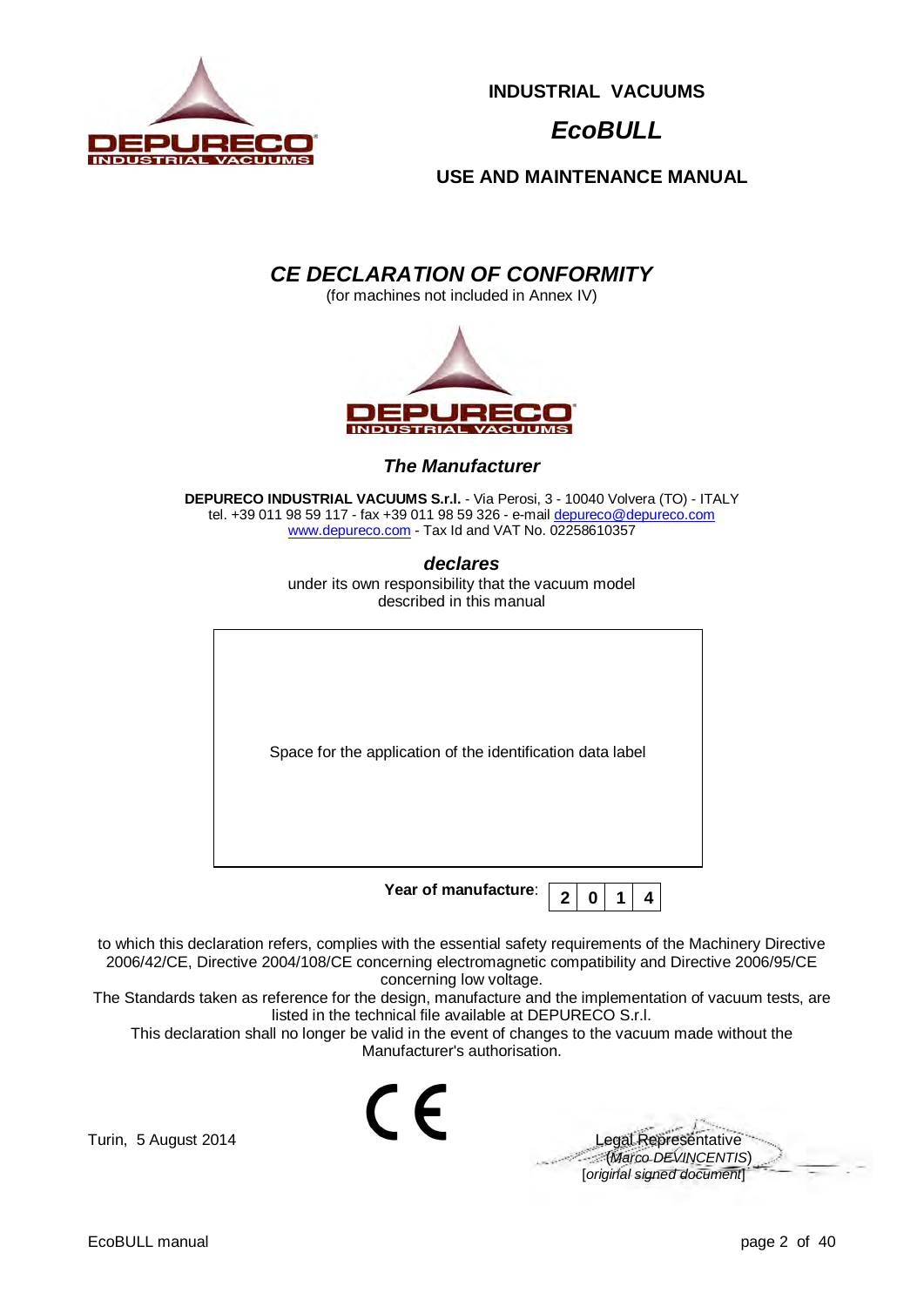INDUSTRIAL VACUUMS

*EcoBULL*

USE AND MAINTENANCE MANUAL

# *CE DECLARATION OF CONFORMITY*

(for machines not included in Annex IV)

## *The Manufacturer*

**DEPURECO INDUSTRIAL VACUUMS S.r.l.** - Via Perosi, 3 - 10040 Volvera (TO) - ITALY
tel. +39 011 98 59 117 - fax +39 011 98 59 326 - e-mail depureco@depureco.com
www.depureco.com - Tax Id and VAT No. 02258610357

## *declares*

under its own responsibility that the vacuum model described in this manual

| Space for the application of the identification data label |
|---|

**Year of manufacture**: | 2 | 0 | 1 | 4 |

to which this declaration refers, complies with the essential safety requirements of the Machinery Directive 2006/42/CE, Directive 2004/108/CE concerning electromagnetic compatibility and Directive 2006/95/CE concerning low voltage.

The Standards taken as reference for the design, manufacture and the implementation of vacuum tests, are listed in the technical file available at DEPURECO S.r.l.

This declaration shall no longer be valid in the event of changes to the vacuum made without the Manufacturer's authorisation.

CE

Turin, 5 August 2014

Legal Representative
(*Marco DEVINCENTIS*)
[*original signed document*]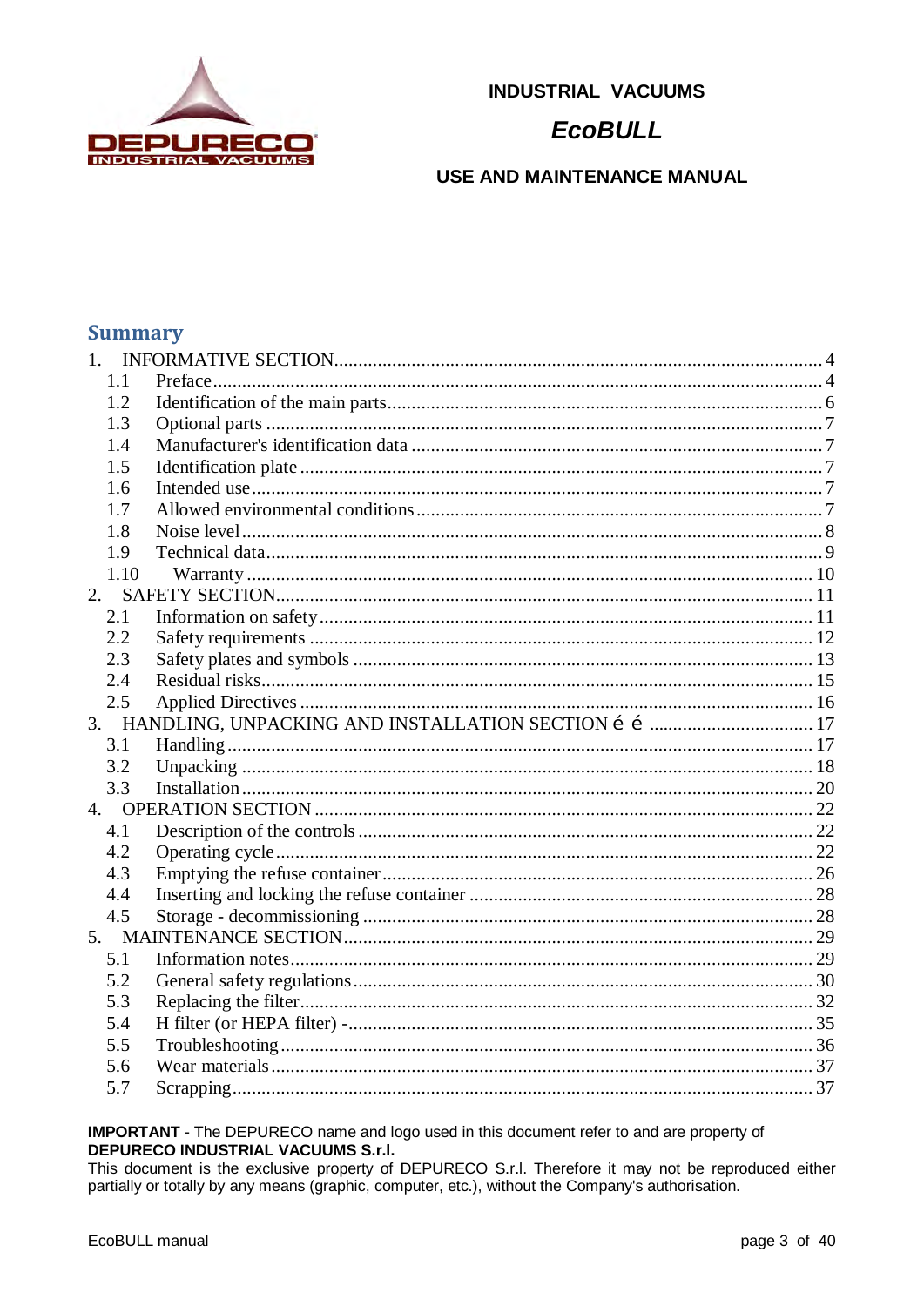INDUSTRIAL VACUUMS

## *EcoBULL*

USE AND MAINTENANCE MANUAL

## Summary

1. INFORMATIVE SECTION .... 4
   - 1.1 Preface .... 4
   - 1.2 Identification of the main parts .... 6
   - 1.3 Optional parts .... 7
   - 1.4 Manufacturer's identification data .... 7
   - 1.5 Identification plate .... 7
   - 1.6 Intended use .... 7
   - 1.7 Allowed environmental conditions .... 7
   - 1.8 Noise level .... 8
   - 1.9 Technical data .... 9
   - 1.10 Warranty .... 10
2. SAFETY SECTION .... 11
   - 2.1 Information on safety .... 11
   - 2.2 Safety requirements .... 12
   - 2.3 Safety plates and symbols .... 13
   - 2.4 Residual risks .... 15
   - 2.5 Applied Directives .... 16
3. HANDLING, UNPACKING AND INSTALLATION SECTION é é .... 17
   - 3.1 Handling .... 17
   - 3.2 Unpacking .... 18
   - 3.3 Installation .... 20
4. OPERATION SECTION .... 22
   - 4.1 Description of the controls .... 22
   - 4.2 Operating cycle .... 22
   - 4.3 Emptying the refuse container .... 26
   - 4.4 Inserting and locking the refuse container .... 28
   - 4.5 Storage - decommissioning .... 28
5. MAINTENANCE SECTION .... 29
   - 5.1 Information notes .... 29
   - 5.2 General safety regulations .... 30
   - 5.3 Replacing the filter .... 32
   - 5.4 H filter (or HEPA filter) - .... 35
   - 5.5 Troubleshooting .... 36
   - 5.6 Wear materials .... 37
   - 5.7 Scrapping .... 37

**IMPORTANT** - The DEPURECO name and logo used in this document refer to and are property of **DEPURECO INDUSTRIAL VACUUMS S.r.l.**
This document is the exclusive property of DEPURECO S.r.l. Therefore it may not be reproduced either partially or totally by any means (graphic, computer, etc.), without the Company's authorisation.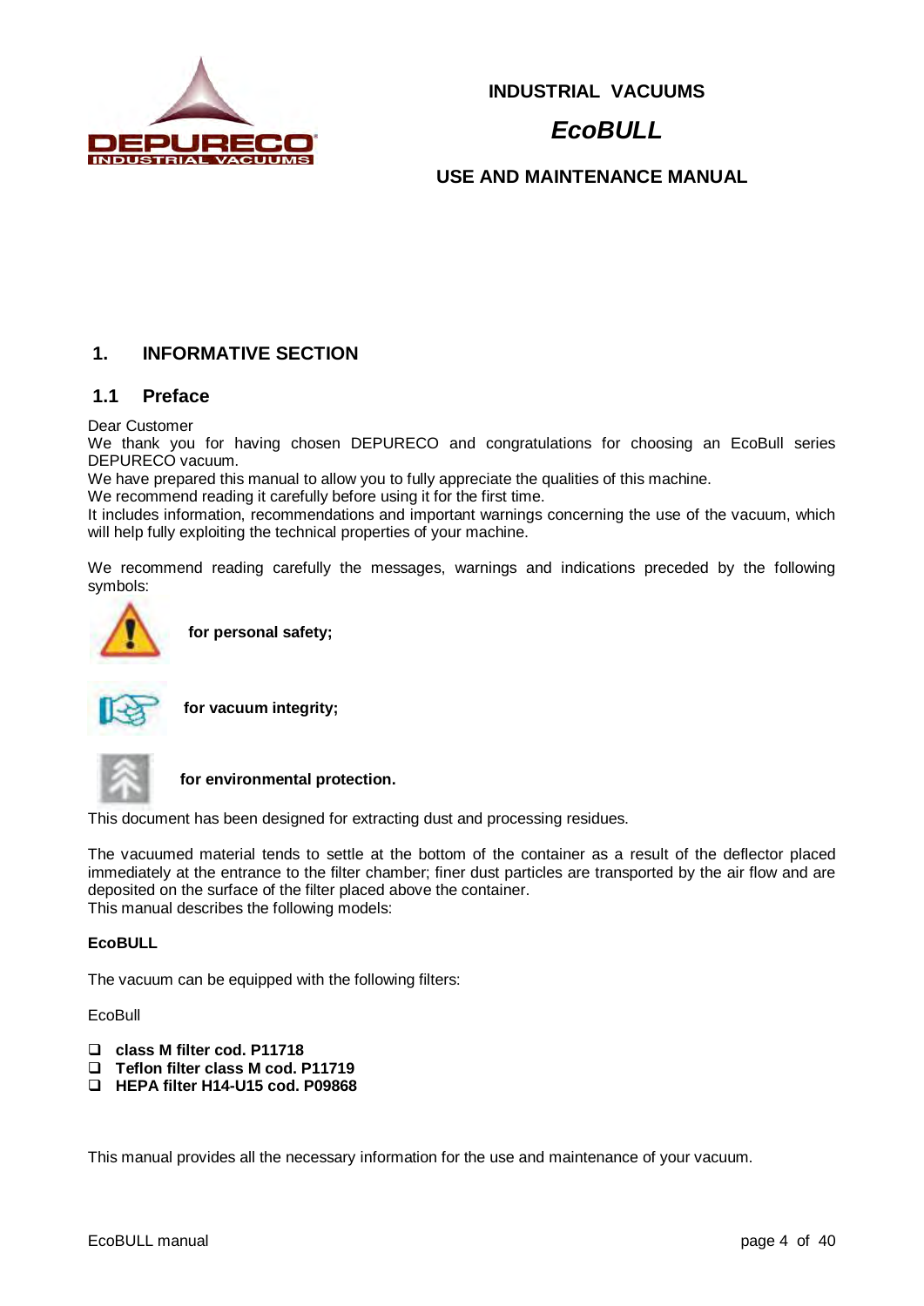INDUSTRIAL VACUUMS

***EcoBULL***

USE AND MAINTENANCE MANUAL

## 1. INFORMATIVE SECTION

### 1.1 Preface

Dear Customer
We thank you for having chosen DEPURECO and congratulations for choosing an EcoBull series DEPURECO vacuum.
We have prepared this manual to allow you to fully appreciate the qualities of this machine.
We recommend reading it carefully before using it for the first time.
It includes information, recommendations and important warnings concerning the use of the vacuum, which will help fully exploiting the technical properties of your machine.

We recommend reading carefully the messages, warnings and indications preceded by the following symbols:

**for personal safety;**

**for vacuum integrity;**

**for environmental protection.**

This document has been designed for extracting dust and processing residues.

The vacuumed material tends to settle at the bottom of the container as a result of the deflector placed immediately at the entrance to the filter chamber; finer dust particles are transported by the air flow and are deposited on the surface of the filter placed above the container.
This manual describes the following models:

**EcoBULL**

The vacuum can be equipped with the following filters:

EcoBull

- **class M filter cod. P11718**
- **Teflon filter class M cod. P11719**
- **HEPA filter H14-U15 cod. P09868**

This manual provides all the necessary information for the use and maintenance of your vacuum.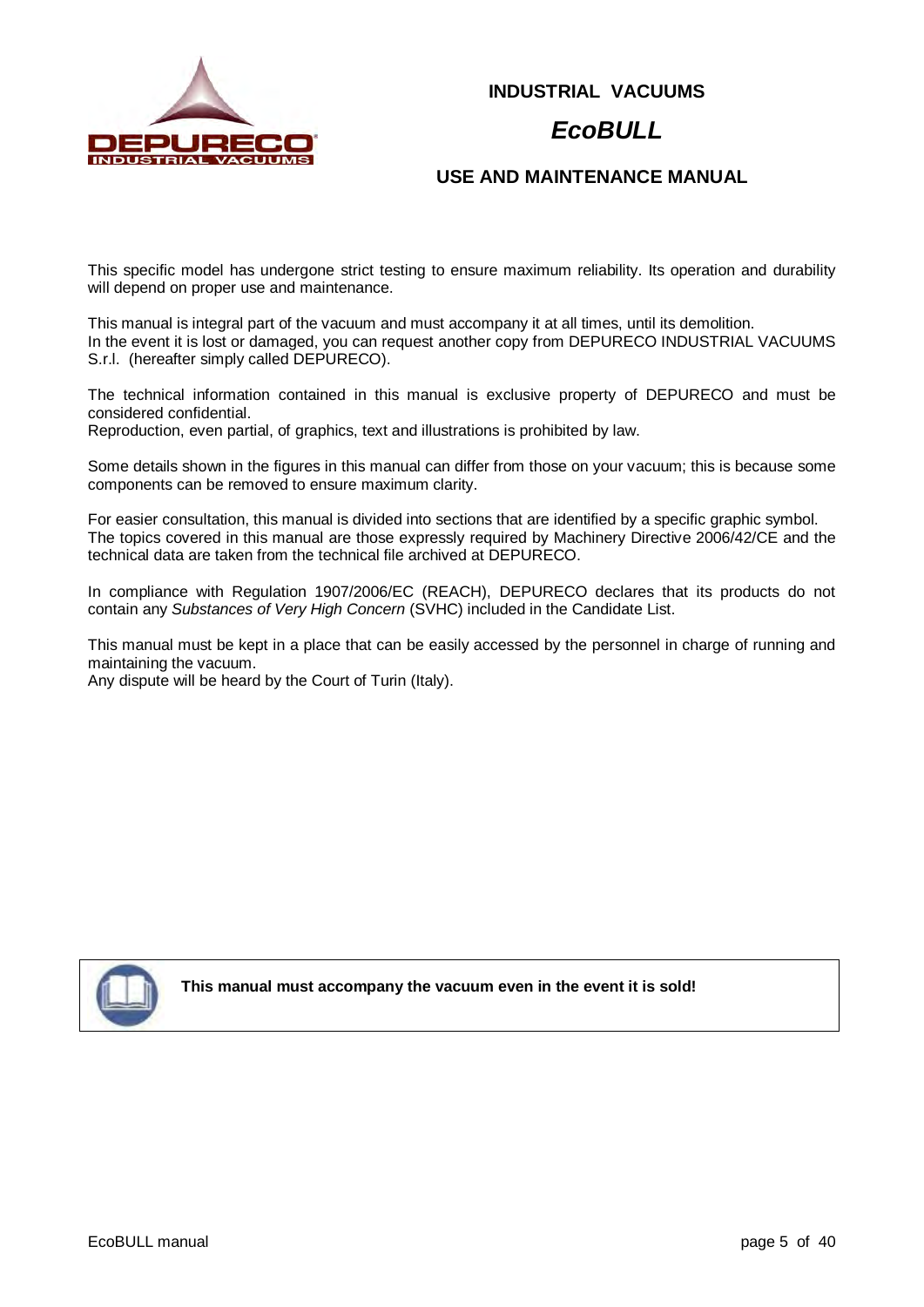# INDUSTRIAL VACUUMS

## *EcoBULL*

### USE AND MAINTENANCE MANUAL

This specific model has undergone strict testing to ensure maximum reliability. Its operation and durability will depend on proper use and maintenance.

This manual is integral part of the vacuum and must accompany it at all times, until its demolition.
In the event it is lost or damaged, you can request another copy from DEPURECO INDUSTRIAL VACUUMS S.r.l. (hereafter simply called DEPURECO).

The technical information contained in this manual is exclusive property of DEPURECO and must be considered confidential.
Reproduction, even partial, of graphics, text and illustrations is prohibited by law.

Some details shown in the figures in this manual can differ from those on your vacuum; this is because some components can be removed to ensure maximum clarity.

For easier consultation, this manual is divided into sections that are identified by a specific graphic symbol.
The topics covered in this manual are those expressly required by Machinery Directive 2006/42/CE and the technical data are taken from the technical file archived at DEPURECO.

In compliance with Regulation 1907/2006/EC (REACH), DEPURECO declares that its products do not contain any *Substances of Very High Concern* (SVHC) included in the Candidate List.

This manual must be kept in a place that can be easily accessed by the personnel in charge of running and maintaining the vacuum.
Any dispute will be heard by the Court of Turin (Italy).

**This manual must accompany the vacuum even in the event it is sold!**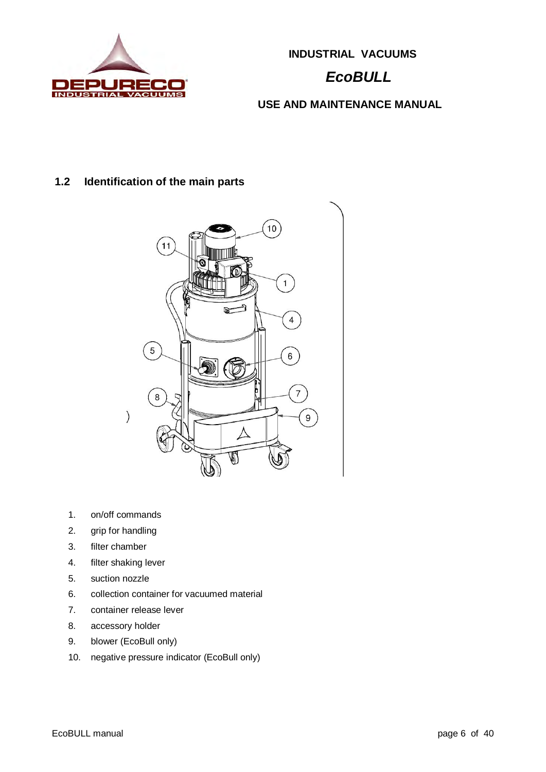## 1.2 Identification of the main parts

1. on/off commands
2. grip for handling
3. filter chamber
4. filter shaking lever
5. suction nozzle
6. collection container for vacuumed material
7. container release lever
8. accessory holder
9. blower (EcoBull only)
10. negative pressure indicator (EcoBull only)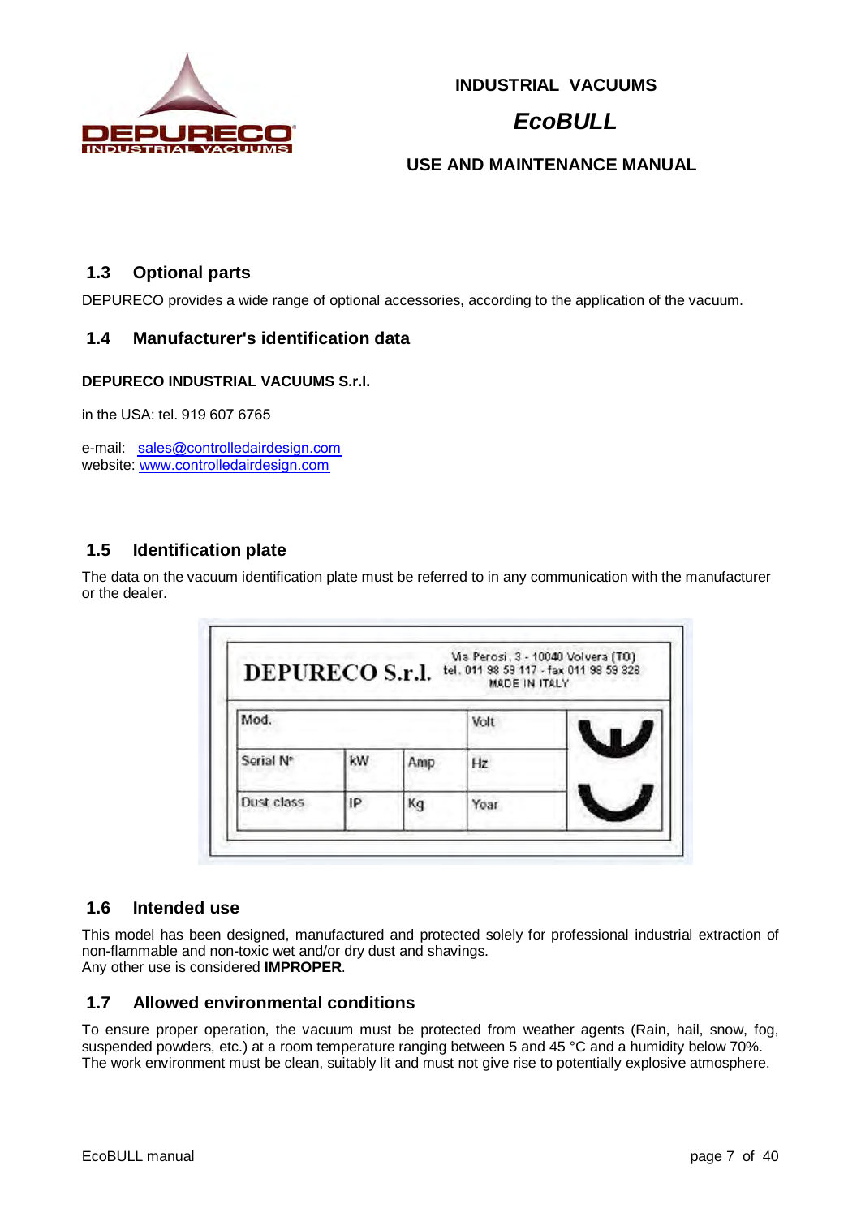## 1.3 Optional parts

DEPURECO provides a wide range of optional accessories, according to the application of the vacuum.

## 1.4 Manufacturer's identification data

**DEPURECO INDUSTRIAL VACUUMS S.r.l.**

in the USA: tel. 919 607 6765

e-mail: sales@controlledairdesign.com
website: www.controlledairdesign.com

## 1.5 Identification plate

The data on the vacuum identification plate must be referred to in any communication with the manufacturer or the dealer.

**DEPURECO S.r.l.** Via Perosi, 3 - 10040 Volvera (TO) tel. 011 98 59 117 - fax 011 98 59 326 MADE IN ITALY

| Mod. | | | Volt |
|---|---|---|---|
| Serial N° | kW | Amp | Hz |
| Dust class | IP | Kg | Year |

## 1.6 Intended use

This model has been designed, manufactured and protected solely for professional industrial extraction of non-flammable and non-toxic wet and/or dry dust and shavings.
Any other use is considered **IMPROPER**.

## 1.7 Allowed environmental conditions

To ensure proper operation, the vacuum must be protected from weather agents (Rain, hail, snow, fog, suspended powders, etc.) at a room temperature ranging between 5 and 45 °C and a humidity below 70%.
The work environment must be clean, suitably lit and must not give rise to potentially explosive atmosphere.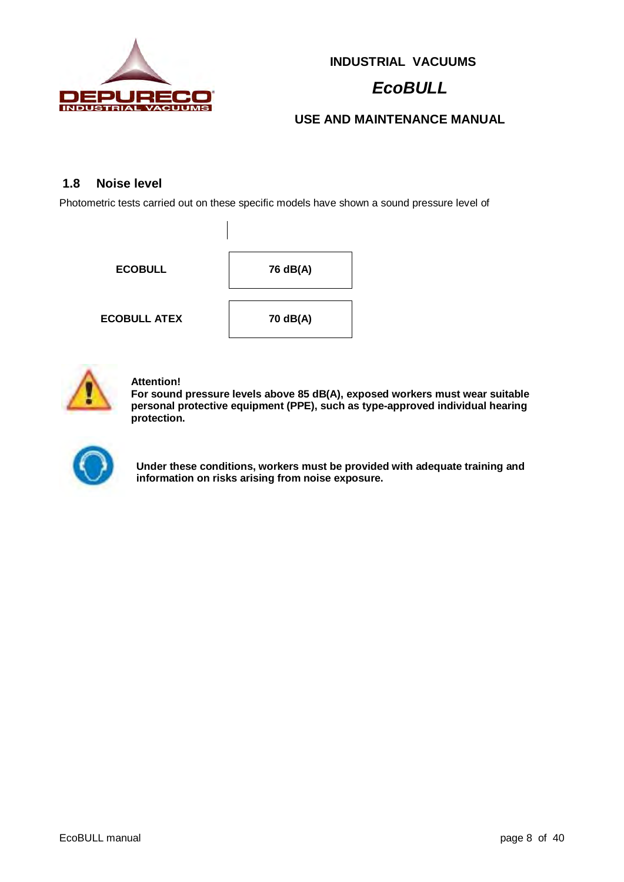## 1.8 Noise level

Photometric tests carried out on these specific models have shown a sound pressure level of

| | |
|---|---|
| **ECOBULL** | **76 dB(A)** |
| **ECOBULL ATEX** | **70 dB(A)** |

**Attention!**
**For sound pressure levels above 85 dB(A), exposed workers must wear suitable personal protective equipment (PPE), such as type-approved individual hearing protection.**

**Under these conditions, workers must be provided with adequate training and information on risks arising from noise exposure.**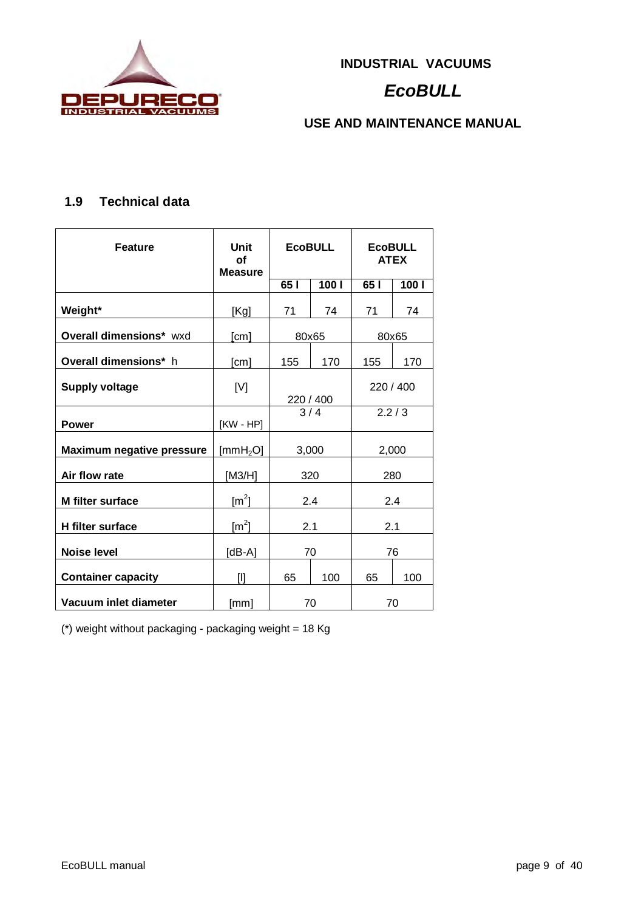## 1.9 Technical data

| Feature | Unit of Measure | EcoBULL | | EcoBULL ATEX | |
|---|---|---|---|---|---|
| | | 65 l | 100 l | 65 l | 100 l |
| **Weight*** | [Kg] | 71 | 74 | 71 | 74 |
| **Overall dimensions*** wxd | [cm] | 80x65 | | 80x65 | |
| **Overall dimensions*** h | [cm] | 155 | 170 | 155 | 170 |
| **Supply voltage** | [V] | 220 / 400 | | 220 / 400 | |
| **Power** | [KW - HP] | 3 / 4 | | 2.2 / 3 | |
| **Maximum negative pressure** | [$mmH_2O$] | 3,000 | | 2,000 | |
| **Air flow rate** | [M3/H] | 320 | | 280 | |
| **M filter surface** | [$m^2$] | 2.4 | | 2.4 | |
| **H filter surface** | [$m^2$] | 2.1 | | 2.1 | |
| **Noise level** | [dB-A] | 70 | | 76 | |
| **Container capacity** | [l] | 65 | 100 | 65 | 100 |
| **Vacuum inlet diameter** | [mm] | 70 | | 70 | |

(*) weight without packaging - packaging weight = 18 Kg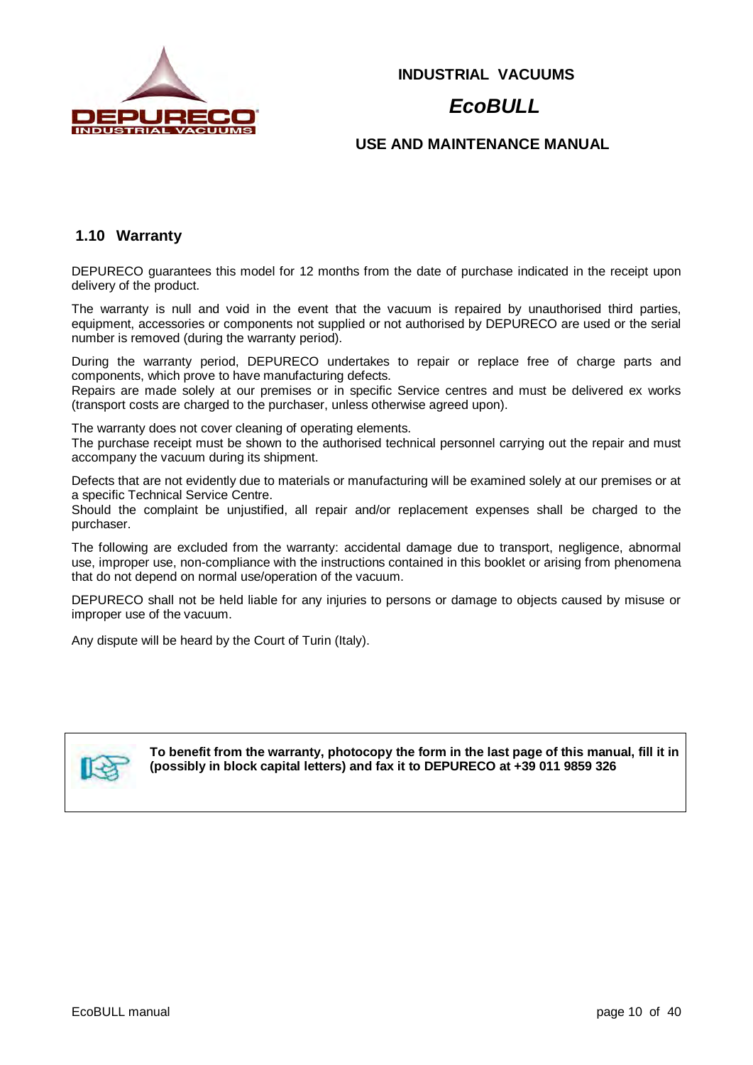## 1.10 Warranty

DEPURECO guarantees this model for 12 months from the date of purchase indicated in the receipt upon delivery of the product.

The warranty is null and void in the event that the vacuum is repaired by unauthorised third parties, equipment, accessories or components not supplied or not authorised by DEPURECO are used or the serial number is removed (during the warranty period).

During the warranty period, DEPURECO undertakes to repair or replace free of charge parts and components, which prove to have manufacturing defects.
Repairs are made solely at our premises or in specific Service centres and must be delivered ex works (transport costs are charged to the purchaser, unless otherwise agreed upon).

The warranty does not cover cleaning of operating elements.
The purchase receipt must be shown to the authorised technical personnel carrying out the repair and must accompany the vacuum during its shipment.

Defects that are not evidently due to materials or manufacturing will be examined solely at our premises or at a specific Technical Service Centre.
Should the complaint be unjustified, all repair and/or replacement expenses shall be charged to the purchaser.

The following are excluded from the warranty: accidental damage due to transport, negligence, abnormal use, improper use, non-compliance with the instructions contained in this booklet or arising from phenomena that do not depend on normal use/operation of the vacuum.

DEPURECO shall not be held liable for any injuries to persons or damage to objects caused by misuse or improper use of the vacuum.

Any dispute will be heard by the Court of Turin (Italy).

**To benefit from the warranty, photocopy the form in the last page of this manual, fill it in (possibly in block capital letters) and fax it to DEPURECO at +39 011 9859 326**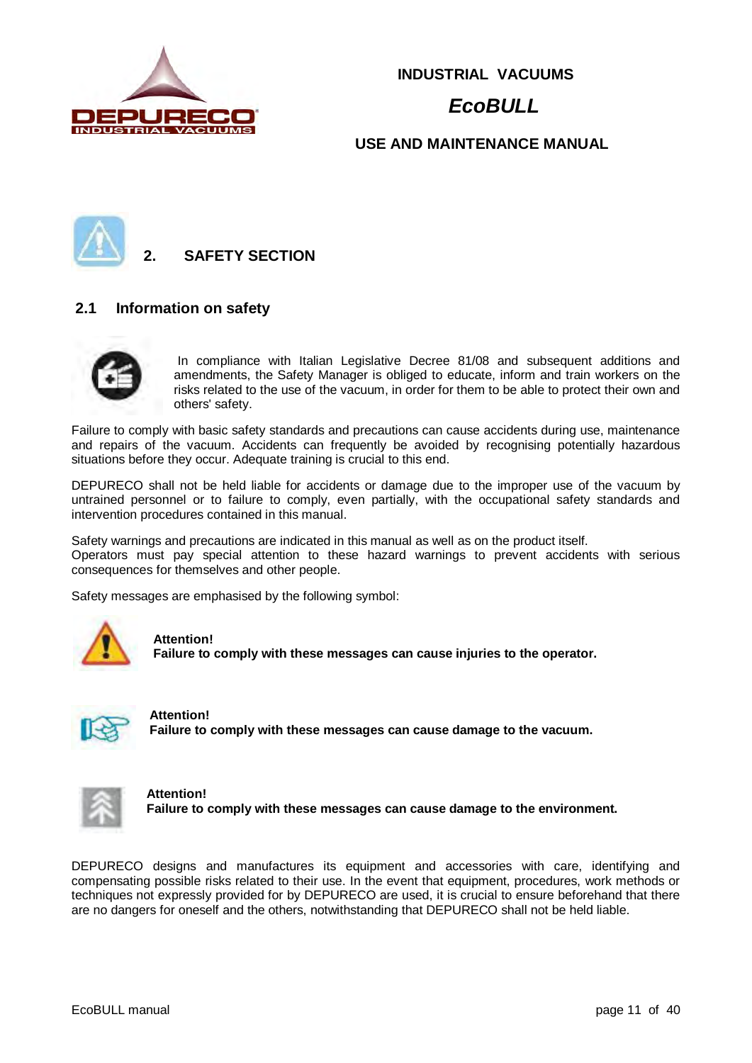# 2. SAFETY SECTION

## 2.1 Information on safety

In compliance with Italian Legislative Decree 81/08 and subsequent additions and amendments, the Safety Manager is obliged to educate, inform and train workers on the risks related to the use of the vacuum, in order for them to be able to protect their own and others' safety.

Failure to comply with basic safety standards and precautions can cause accidents during use, maintenance and repairs of the vacuum. Accidents can frequently be avoided by recognising potentially hazardous situations before they occur. Adequate training is crucial to this end.

DEPURECO shall not be held liable for accidents or damage due to the improper use of the vacuum by untrained personnel or to failure to comply, even partially, with the occupational safety standards and intervention procedures contained in this manual.

Safety warnings and precautions are indicated in this manual as well as on the product itself.
Operators must pay special attention to these hazard warnings to prevent accidents with serious consequences for themselves and other people.

Safety messages are emphasised by the following symbol:

**Attention!**
**Failure to comply with these messages can cause injuries to the operator.**

**Attention!**
**Failure to comply with these messages can cause damage to the vacuum.**

**Attention!**
**Failure to comply with these messages can cause damage to the environment.**

DEPURECO designs and manufactures its equipment and accessories with care, identifying and compensating possible risks related to their use. In the event that equipment, procedures, work methods or techniques not expressly provided for by DEPURECO are used, it is crucial to ensure beforehand that there are no dangers for oneself and the others, notwithstanding that DEPURECO shall not be held liable.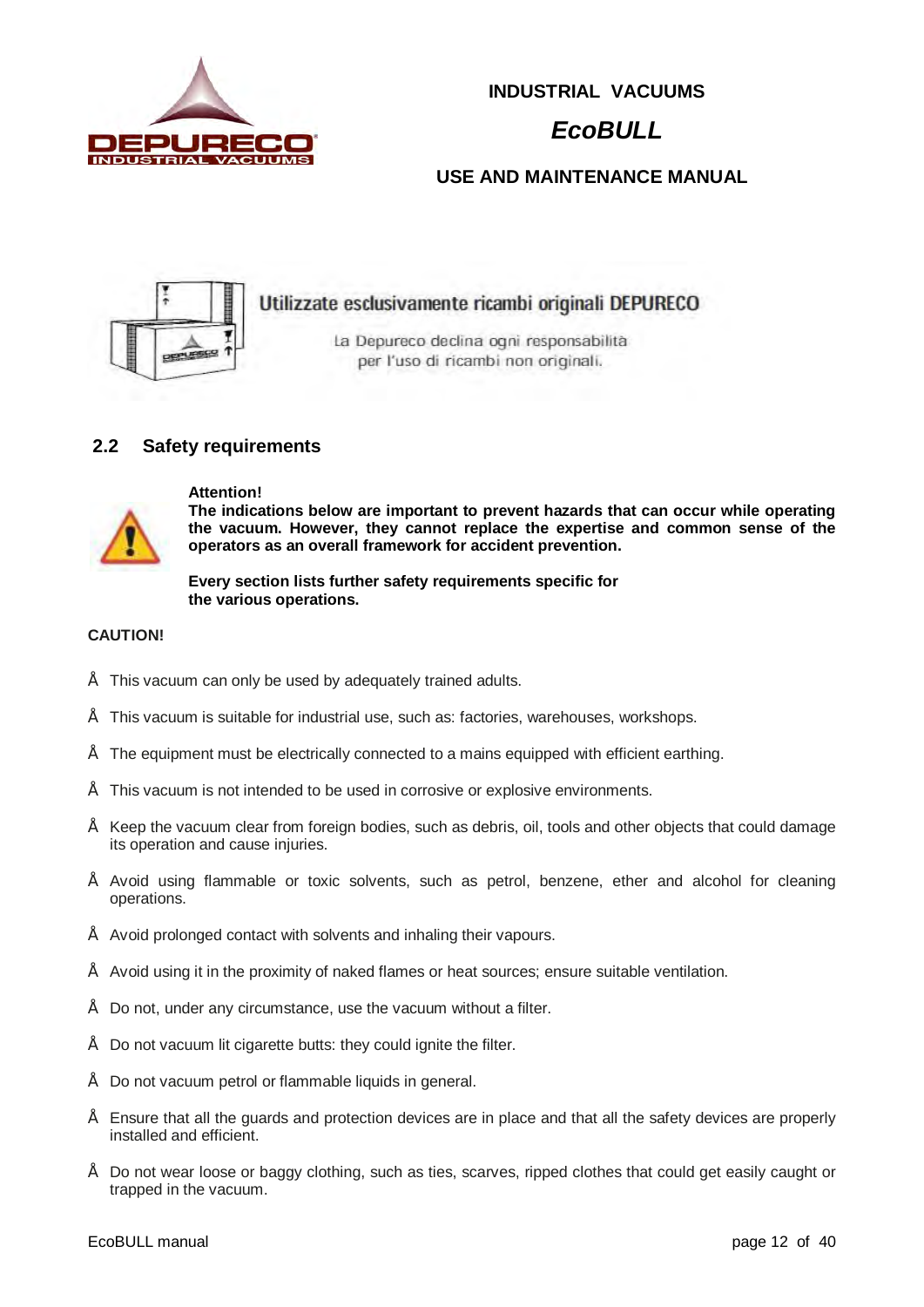Utilizzate esclusivamente ricambi originali DEPURECO

La Depureco declina ogni responsabilità per l'uso di ricambi non originali.

## 2.2 Safety requirements

**Attention!**
**The indications below are important to prevent hazards that can occur while operating the vacuum. However, they cannot replace the expertise and common sense of the operators as an overall framework for accident prevention.**

**Every section lists further safety requirements specific for the various operations.**

**CAUTION!**

- This vacuum can only be used by adequately trained adults.
- This vacuum is suitable for industrial use, such as: factories, warehouses, workshops.
- The equipment must be electrically connected to a mains equipped with efficient earthing.
- This vacuum is not intended to be used in corrosive or explosive environments.
- Keep the vacuum clear from foreign bodies, such as debris, oil, tools and other objects that could damage its operation and cause injuries.
- Avoid using flammable or toxic solvents, such as petrol, benzene, ether and alcohol for cleaning operations.
- Avoid prolonged contact with solvents and inhaling their vapours.
- Avoid using it in the proximity of naked flames or heat sources; ensure suitable ventilation.
- Do not, under any circumstance, use the vacuum without a filter.
- Do not vacuum lit cigarette butts: they could ignite the filter.
- Do not vacuum petrol or flammable liquids in general.
- Ensure that all the guards and protection devices are in place and that all the safety devices are properly installed and efficient.
- Do not wear loose or baggy clothing, such as ties, scarves, ripped clothes that could get easily caught or trapped in the vacuum.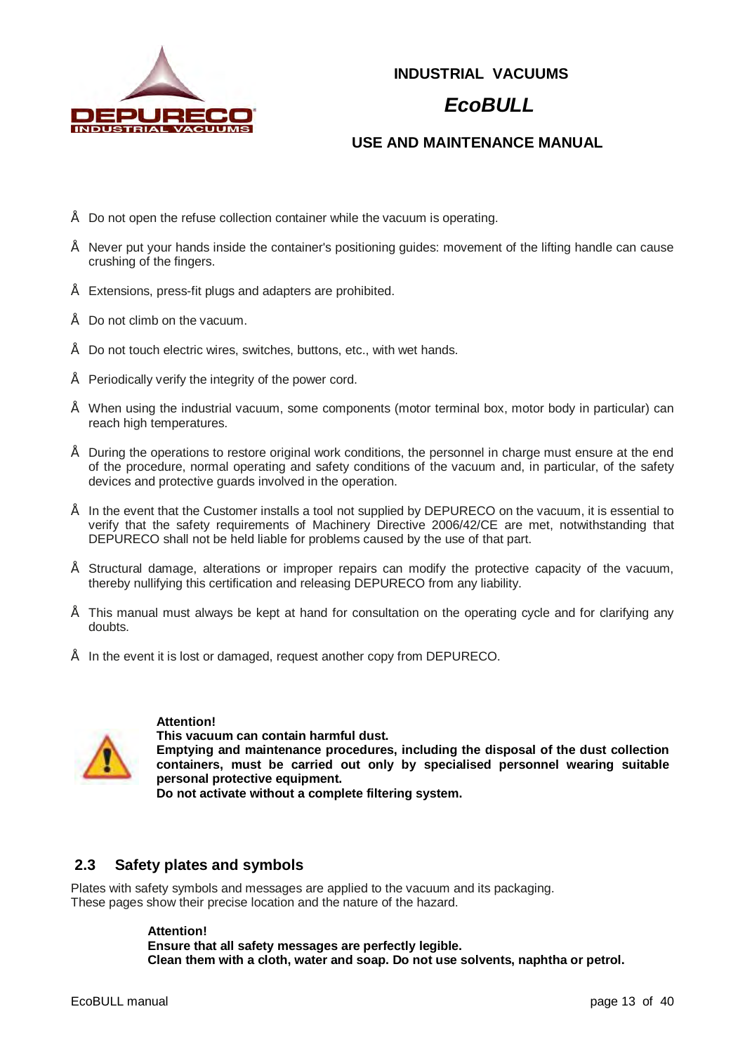- Do not open the refuse collection container while the vacuum is operating.
- Never put your hands inside the container's positioning guides: movement of the lifting handle can cause crushing of the fingers.
- Extensions, press-fit plugs and adapters are prohibited.
- Do not climb on the vacuum.
- Do not touch electric wires, switches, buttons, etc., with wet hands.
- Periodically verify the integrity of the power cord.
- When using the industrial vacuum, some components (motor terminal box, motor body in particular) can reach high temperatures.
- During the operations to restore original work conditions, the personnel in charge must ensure at the end of the procedure, normal operating and safety conditions of the vacuum and, in particular, of the safety devices and protective guards involved in the operation.
- In the event that the Customer installs a tool not supplied by DEPURECO on the vacuum, it is essential to verify that the safety requirements of Machinery Directive 2006/42/CE are met, notwithstanding that DEPURECO shall not be held liable for problems caused by the use of that part.
- Structural damage, alterations or improper repairs can modify the protective capacity of the vacuum, thereby nullifying this certification and releasing DEPURECO from any liability.
- This manual must always be kept at hand for consultation on the operating cycle and for clarifying any doubts.
- In the event it is lost or damaged, request another copy from DEPURECO.

**Attention!**
**This vacuum can contain harmful dust.**
**Emptying and maintenance procedures, including the disposal of the dust collection containers, must be carried out only by specialised personnel wearing suitable personal protective equipment.**
**Do not activate without a complete filtering system.**

## 2.3 Safety plates and symbols

Plates with safety symbols and messages are applied to the vacuum and its packaging.
These pages show their precise location and the nature of the hazard.

**Attention!**
**Ensure that all safety messages are perfectly legible.**
**Clean them with a cloth, water and soap. Do not use solvents, naphtha or petrol.**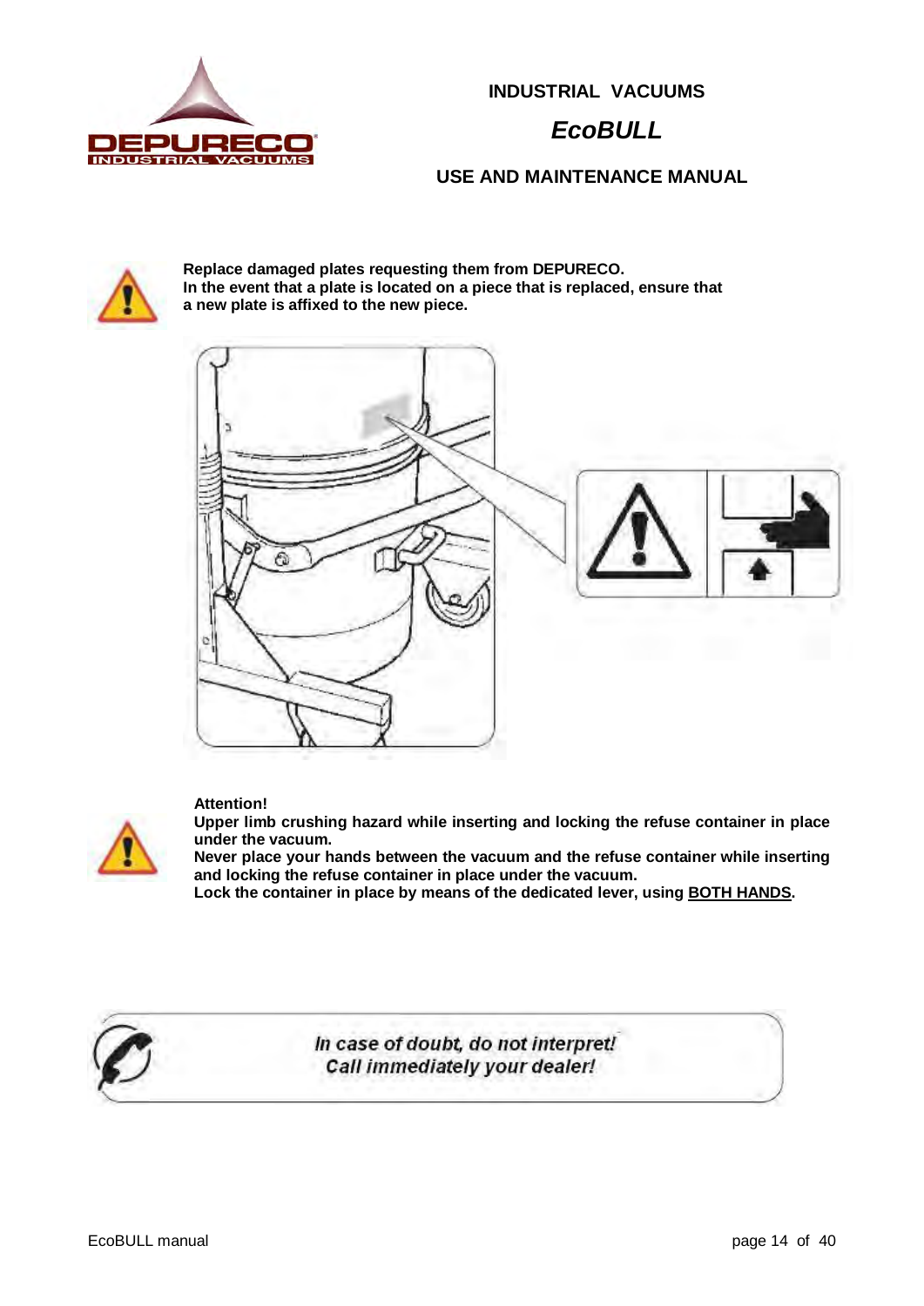**Replace damaged plates requesting them from DEPURECO.**
**In the event that a plate is located on a piece that is replaced, ensure that a new plate is affixed to the new piece.**

**Attention!**
**Upper limb crushing hazard while inserting and locking the refuse container in place under the vacuum.**
**Never place your hands between the vacuum and the refuse container while inserting and locking the refuse container in place under the vacuum.**
**Lock the container in place by means of the dedicated lever, using <u>BOTH HANDS</u>.**

*In case of doubt, do not interpret!*
*Call immediately your dealer!*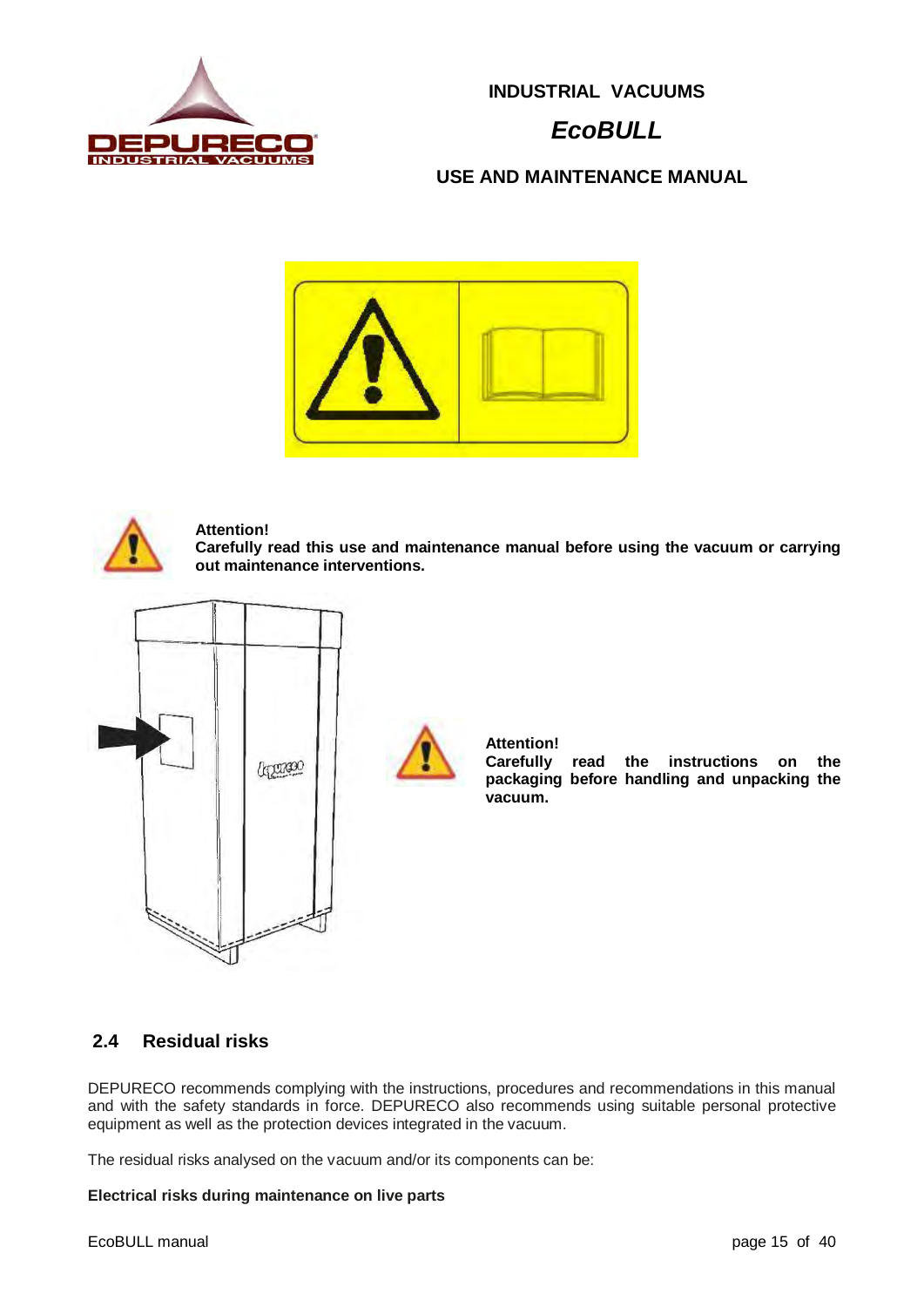**Attention!**
**Carefully read this use and maintenance manual before using the vacuum or carrying out maintenance interventions.**

**Attention!**
**Carefully read the instructions on the packaging before handling and unpacking the vacuum.**

## 2.4 Residual risks

DEPURECO recommends complying with the instructions, procedures and recommendations in this manual and with the safety standards in force. DEPURECO also recommends using suitable personal protective equipment as well as the protection devices integrated in the vacuum.

The residual risks analysed on the vacuum and/or its components can be:

**Electrical risks during maintenance on live parts**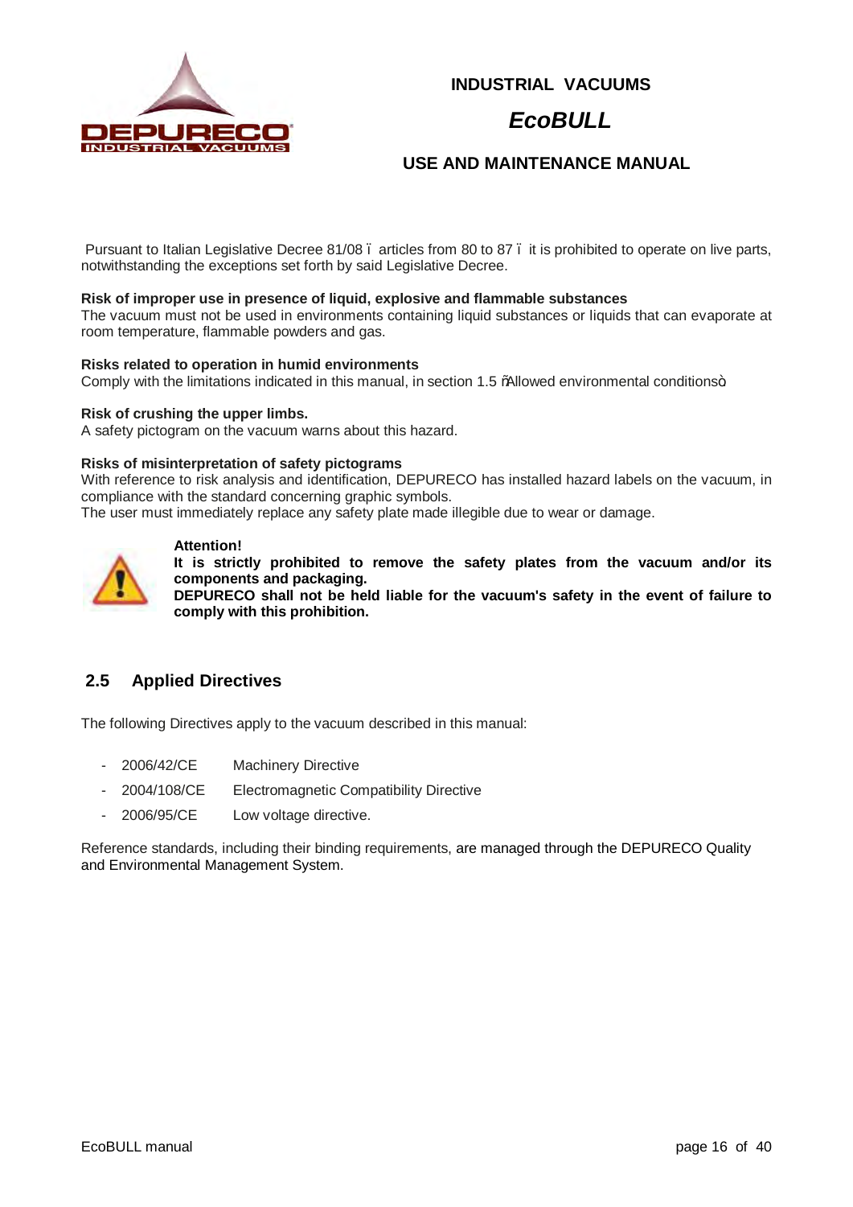Pursuant to Italian Legislative Decree 81/08 – articles from 80 to 87 – it is prohibited to operate on live parts, notwithstanding the exceptions set forth by said Legislative Decree.

**Risk of improper use in presence of liquid, explosive and flammable substances**
The vacuum must not be used in environments containing liquid substances or liquids that can evaporate at room temperature, flammable powders and gas.

**Risks related to operation in humid environments**
Comply with the limitations indicated in this manual, in section 1.5 "Allowed environmental conditions".

**Risk of crushing the upper limbs.**
A safety pictogram on the vacuum warns about this hazard.

**Risks of misinterpretation of safety pictograms**
With reference to risk analysis and identification, DEPURECO has installed hazard labels on the vacuum, in compliance with the standard concerning graphic symbols.
The user must immediately replace any safety plate made illegible due to wear or damage.

**Attention!**
**It is strictly prohibited to remove the safety plates from the vacuum and/or its components and packaging.**
**DEPURECO shall not be held liable for the vacuum's safety in the event of failure to comply with this prohibition.**

## 2.5 Applied Directives

The following Directives apply to the vacuum described in this manual:

- 2006/42/CE Machinery Directive
- 2004/108/CE Electromagnetic Compatibility Directive
- 2006/95/CE Low voltage directive.

Reference standards, including their binding requirements, are managed through the DEPURECO Quality and Environmental Management System.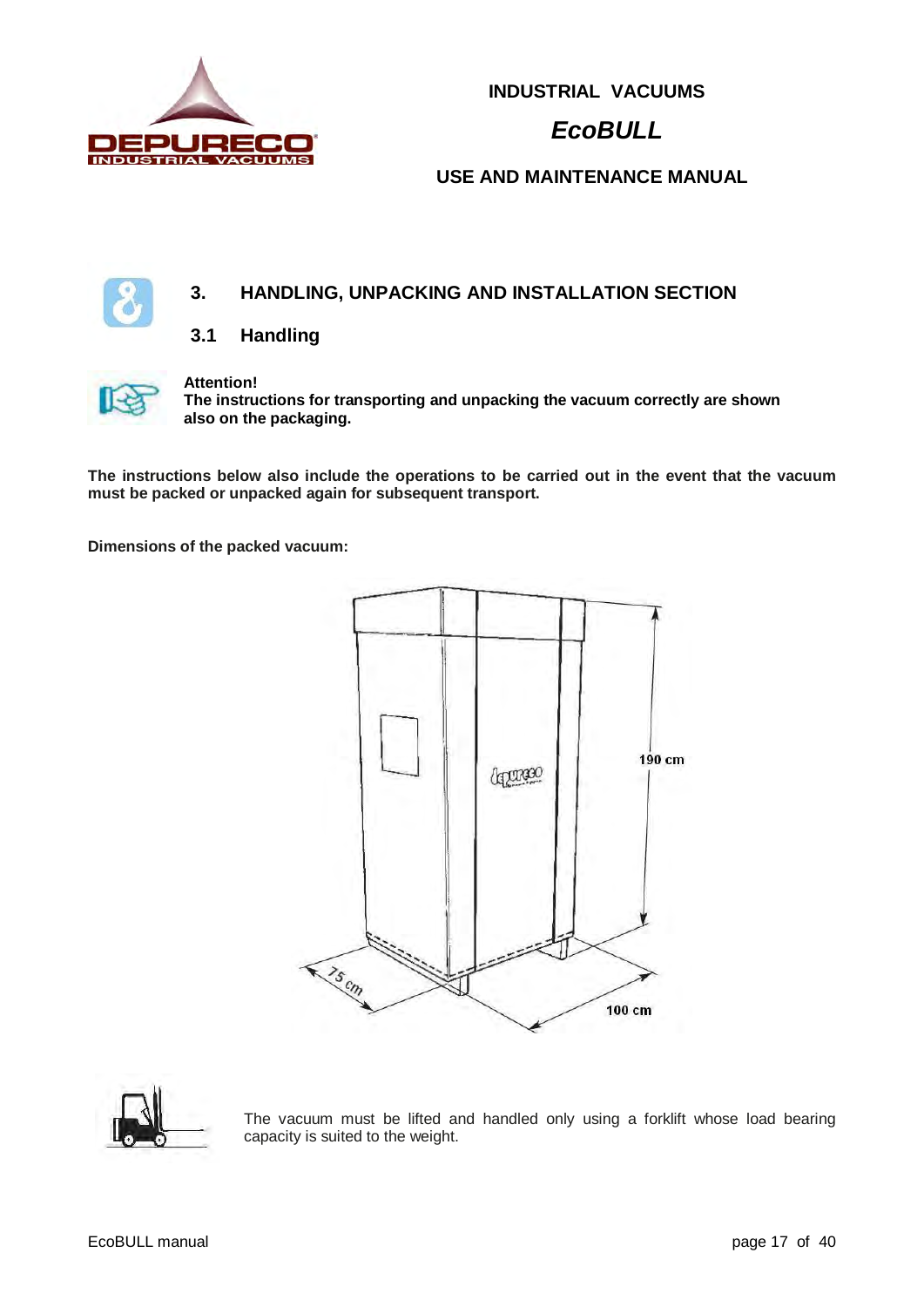## 3. HANDLING, UNPACKING AND INSTALLATION SECTION

### 3.1 Handling

**Attention!**
**The instructions for transporting and unpacking the vacuum correctly are shown also on the packaging.**

**The instructions below also include the operations to be carried out in the event that the vacuum must be packed or unpacked again for subsequent transport.**

**Dimensions of the packed vacuum:**

190 cm

75 cm

100 cm

The vacuum must be lifted and handled only using a forklift whose load bearing capacity is suited to the weight.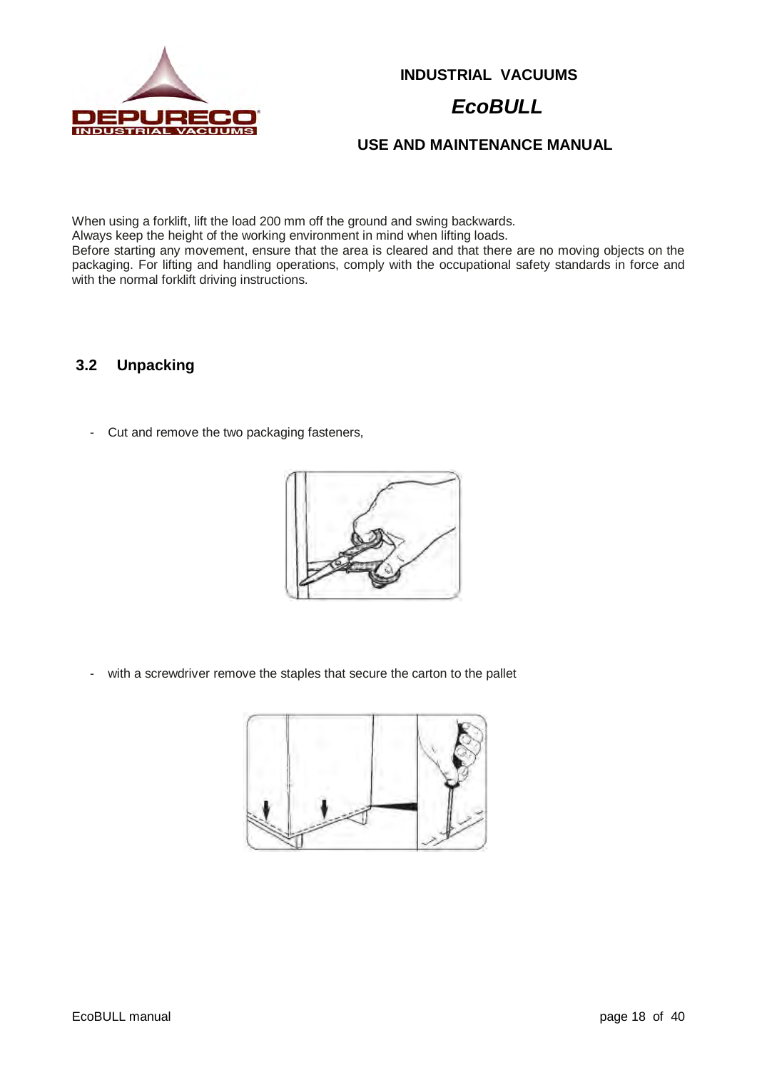When using a forklift, lift the load 200 mm off the ground and swing backwards.
Always keep the height of the working environment in mind when lifting loads.
Before starting any movement, ensure that the area is cleared and that there are no moving objects on the packaging. For lifting and handling operations, comply with the occupational safety standards in force and with the normal forklift driving instructions.

## 3.2 Unpacking

- Cut and remove the two packaging fasteners,

- with a screwdriver remove the staples that secure the carton to the pallet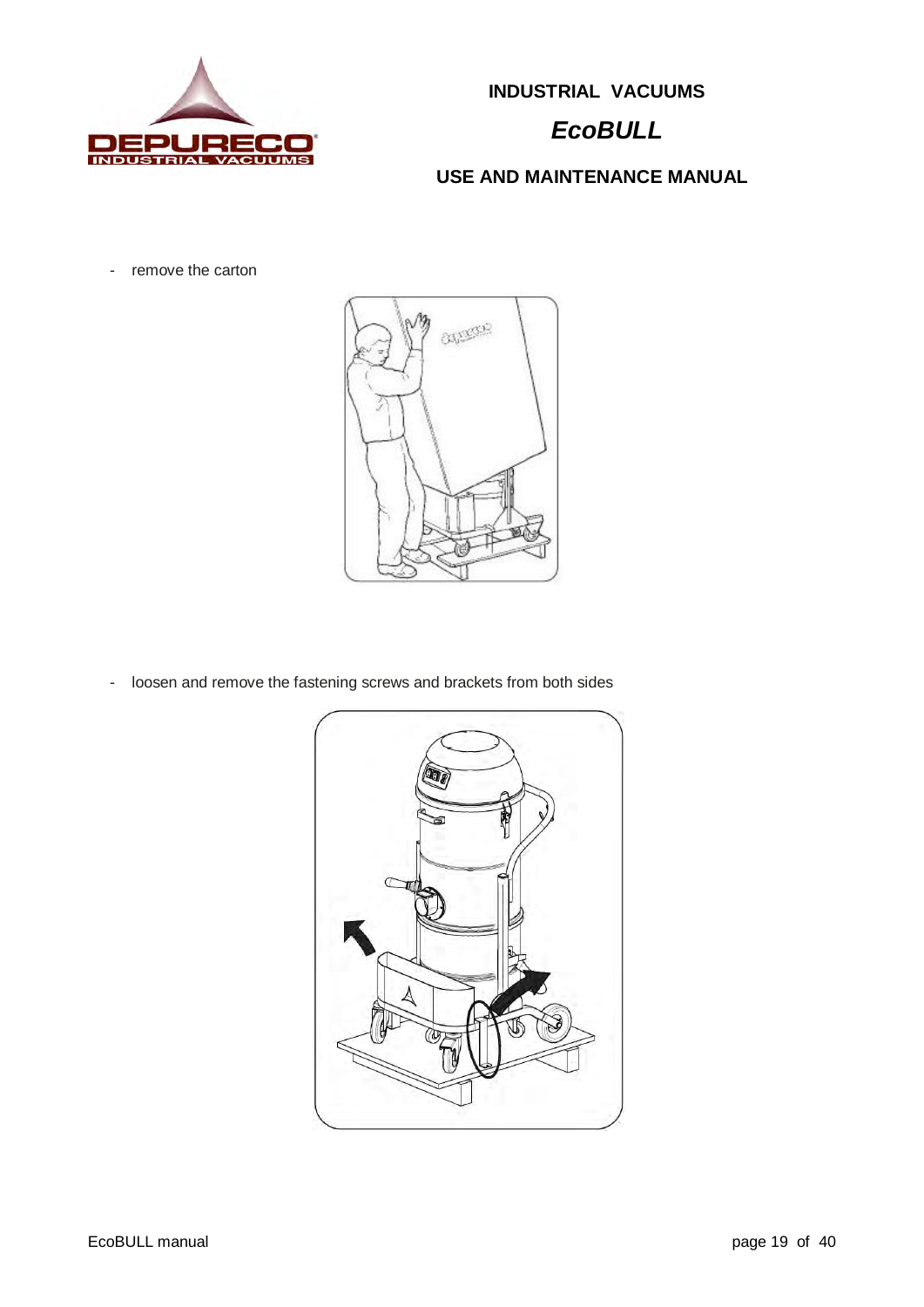- remove the carton

- loosen and remove the fastening screws and brackets from both sides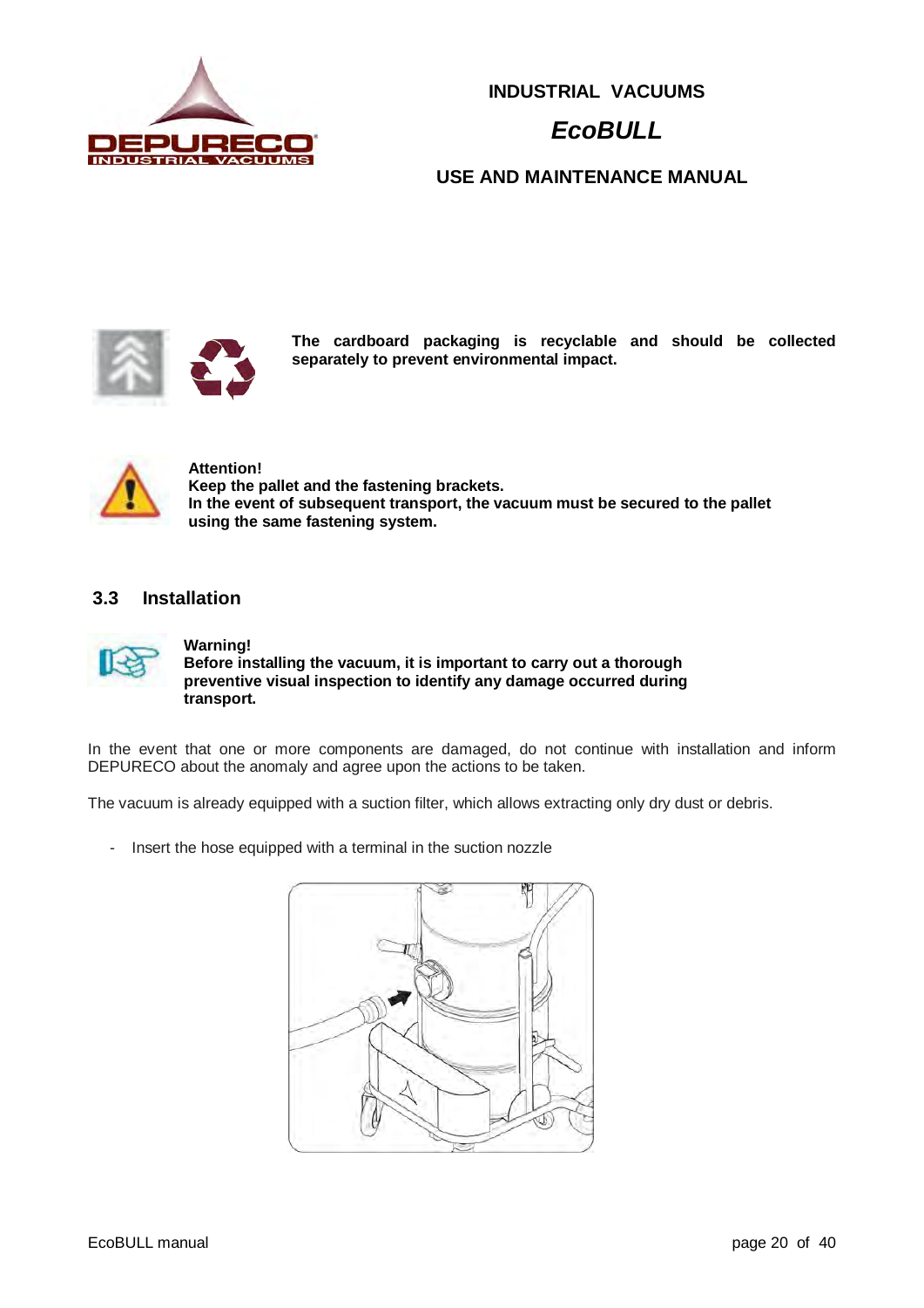**The cardboard packaging is recyclable and should be collected separately to prevent environmental impact.**

**Attention!**
**Keep the pallet and the fastening brackets.**
**In the event of subsequent transport, the vacuum must be secured to the pallet using the same fastening system.**

## 3.3 Installation

**Warning!**
**Before installing the vacuum, it is important to carry out a thorough preventive visual inspection to identify any damage occurred during transport.**

In the event that one or more components are damaged, do not continue with installation and inform DEPURECO about the anomaly and agree upon the actions to be taken.

The vacuum is already equipped with a suction filter, which allows extracting only dry dust or debris.

- Insert the hose equipped with a terminal in the suction nozzle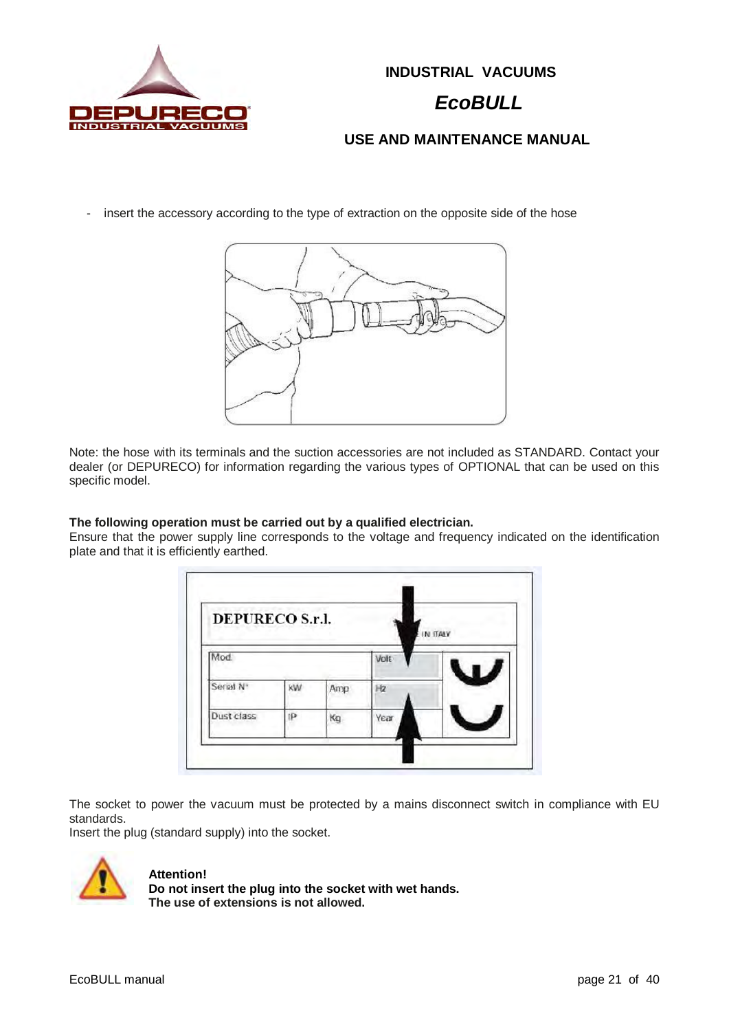- insert the accessory according to the type of extraction on the opposite side of the hose

Note: the hose with its terminals and the suction accessories are not included as STANDARD. Contact your dealer (or DEPURECO) for information regarding the various types of OPTIONAL that can be used on this specific model.

**The following operation must be carried out by a qualified electrician.**
Ensure that the power supply line corresponds to the voltage and frequency indicated on the identification plate and that it is efficiently earthed.

| DEPURECO S.r.l. | | | IN ITALY |
|---|---|---|---|
| Mod. | | | Volt |
| Serial N° | kW | Amp | Hz |
| Dust class | IP | Kg | Year |

The socket to power the vacuum must be protected by a mains disconnect switch in compliance with EU standards.
Insert the plug (standard supply) into the socket.

**Attention!**
**Do not insert the plug into the socket with wet hands.**
**The use of extensions is not allowed.**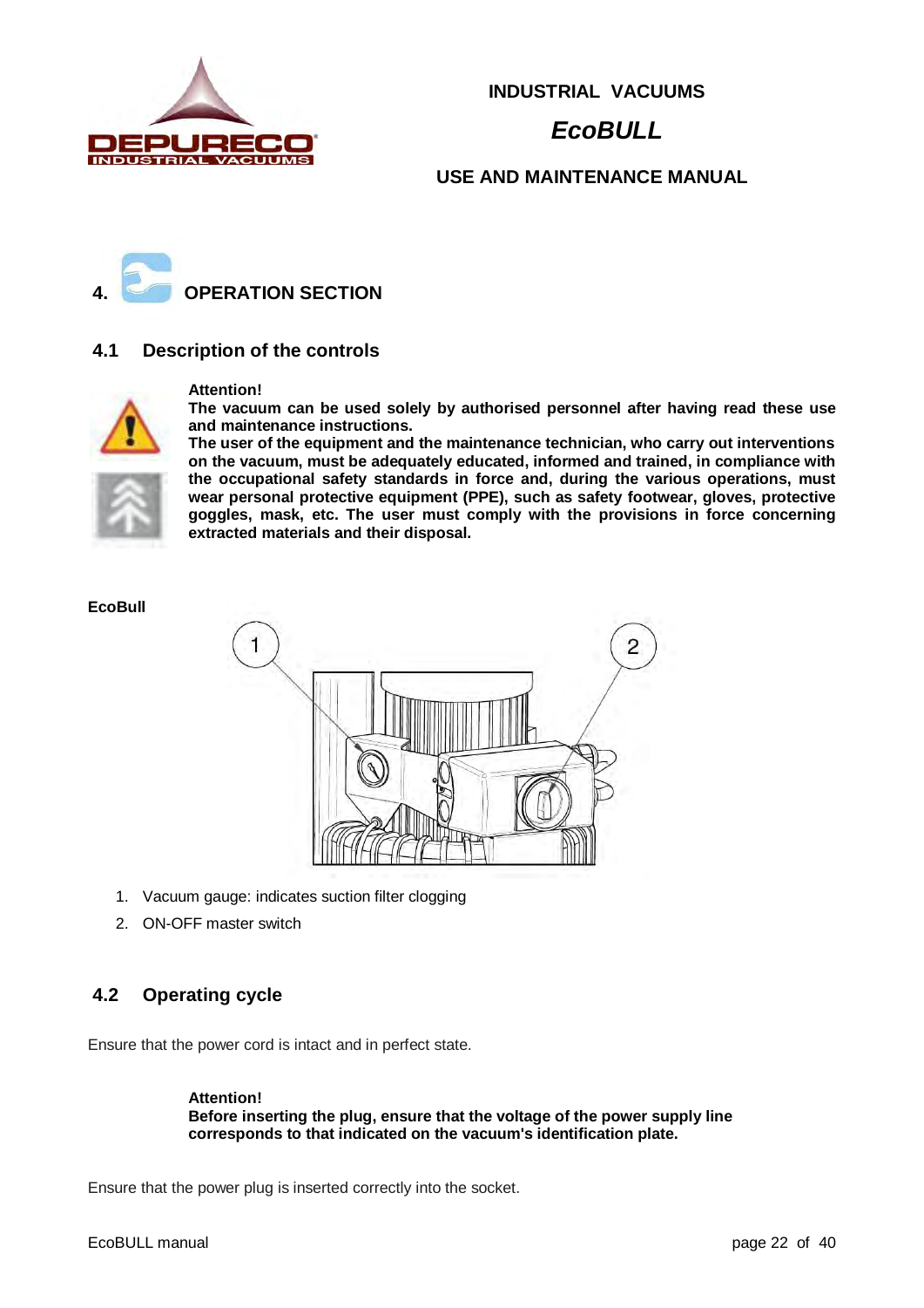# 4. OPERATION SECTION

## 4.1 Description of the controls

**Attention!**
**The vacuum can be used solely by authorised personnel after having read these use and maintenance instructions.**
**The user of the equipment and the maintenance technician, who carry out interventions on the vacuum, must be adequately educated, informed and trained, in compliance with the occupational safety standards in force and, during the various operations, must wear personal protective equipment (PPE), such as safety footwear, gloves, protective goggles, mask, etc. The user must comply with the provisions in force concerning extracted materials and their disposal.**

**EcoBull**

1. Vacuum gauge: indicates suction filter clogging
2. ON-OFF master switch

## 4.2 Operating cycle

Ensure that the power cord is intact and in perfect state.

**Attention!**
**Before inserting the plug, ensure that the voltage of the power supply line corresponds to that indicated on the vacuum's identification plate.**

Ensure that the power plug is inserted correctly into the socket.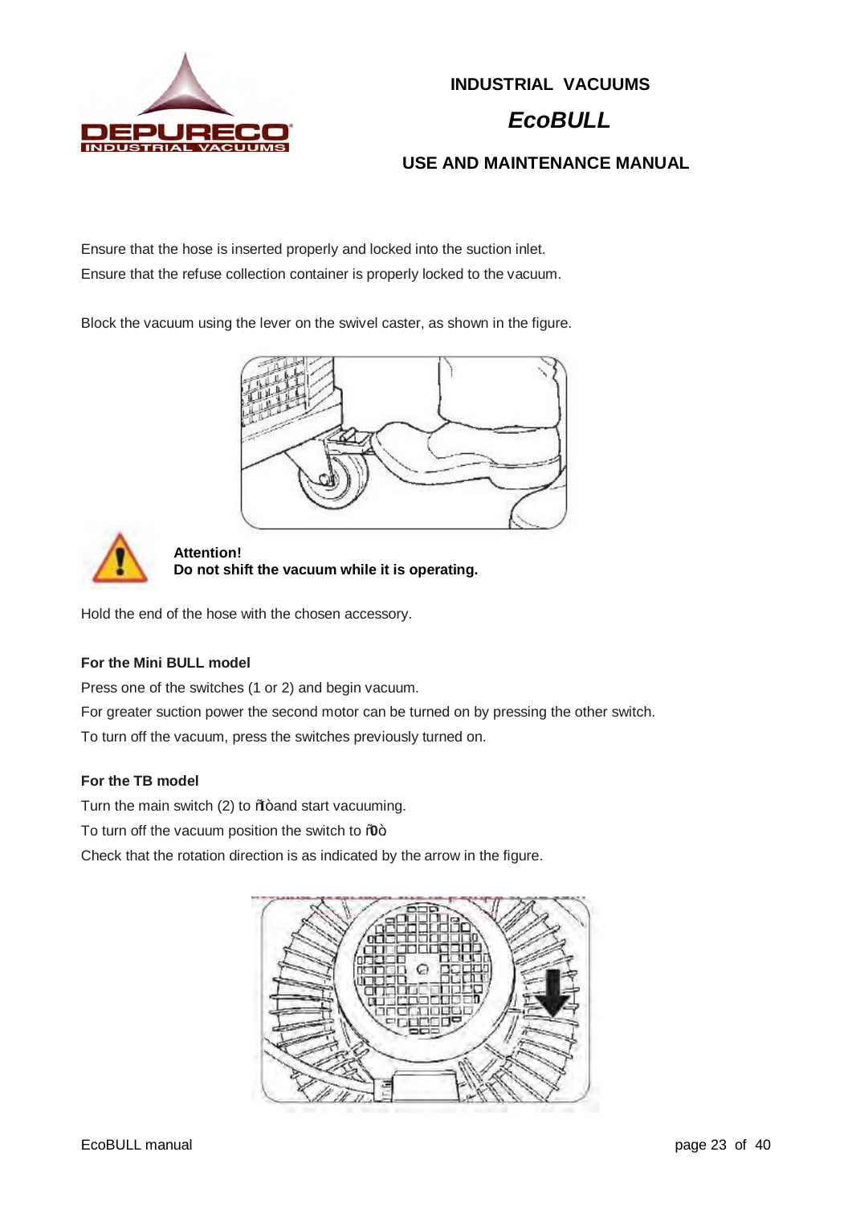Ensure that the hose is inserted properly and locked into the suction inlet.
Ensure that the refuse collection container is properly locked to the vacuum.

Block the vacuum using the lever on the swivel caster, as shown in the figure.

**Attention!**
**Do not shift the vacuum while it is operating.**

Hold the end of the hose with the chosen accessory.

**For the Mini BULL model**

Press one of the switches (1 or 2) and begin vacuum.
For greater suction power the second motor can be turned on by pressing the other switch.
To turn off the vacuum, press the switches previously turned on.

**For the TB model**

Turn the main switch (2) to "1" and start vacuuming.
To turn off the vacuum position the switch to "0".
Check that the rotation direction is as indicated by the arrow in the figure.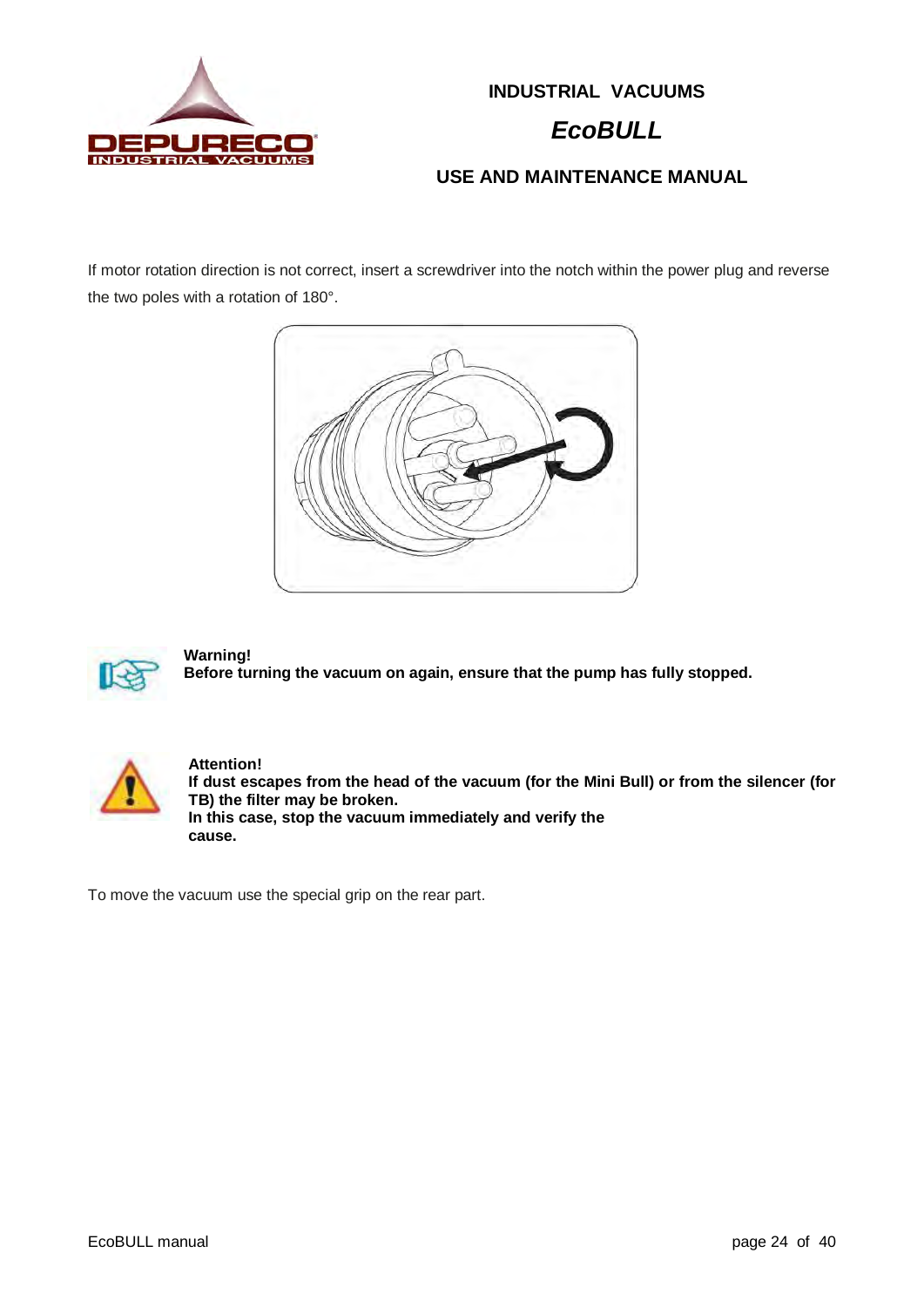If motor rotation direction is not correct, insert a screwdriver into the notch within the power plug and reverse the two poles with a rotation of 180°.

**Warning!**
**Before turning the vacuum on again, ensure that the pump has fully stopped.**

**Attention!**
**If dust escapes from the head of the vacuum (for the Mini Bull) or from the silencer (for TB) the filter may be broken.**
**In this case, stop the vacuum immediately and verify the cause.**

To move the vacuum use the special grip on the rear part.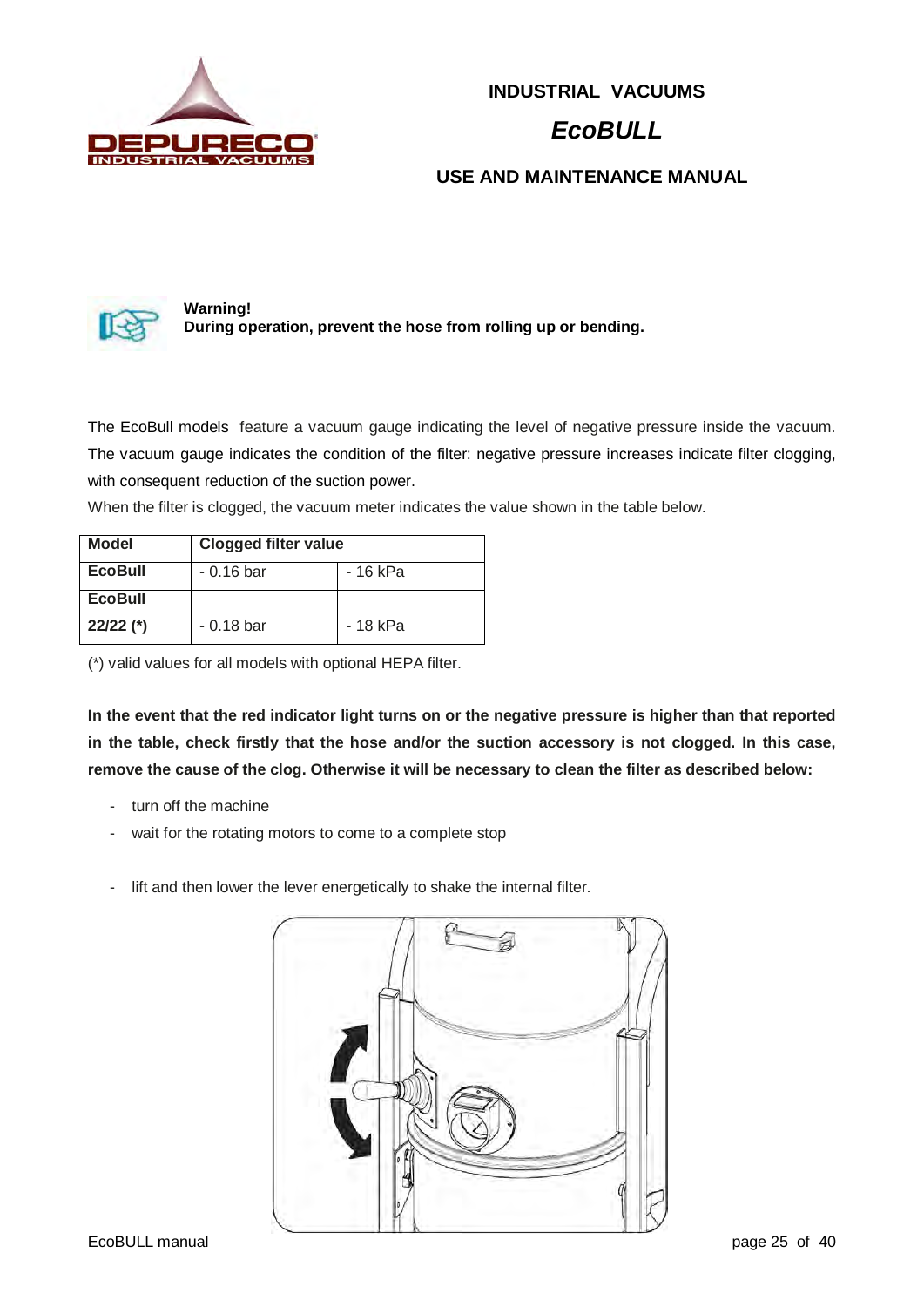**Warning!**
**During operation, prevent the hose from rolling up or bending.**

The EcoBull models feature a vacuum gauge indicating the level of negative pressure inside the vacuum. The vacuum gauge indicates the condition of the filter: negative pressure increases indicate filter clogging, with consequent reduction of the suction power.

When the filter is clogged, the vacuum meter indicates the value shown in the table below.

| Model | Clogged filter value | |
|---|---|---|
| **EcoBull** | - 0.16 bar | - 16 kPa |
| **EcoBull 22/22 (*)** | - 0.18 bar | - 18 kPa |

(*) valid values for all models with optional HEPA filter.

**In the event that the red indicator light turns on or the negative pressure is higher than that reported in the table, check firstly that the hose and/or the suction accessory is not clogged. In this case, remove the cause of the clog. Otherwise it will be necessary to clean the filter as described below:**

- turn off the machine
- wait for the rotating motors to come to a complete stop
- lift and then lower the lever energetically to shake the internal filter.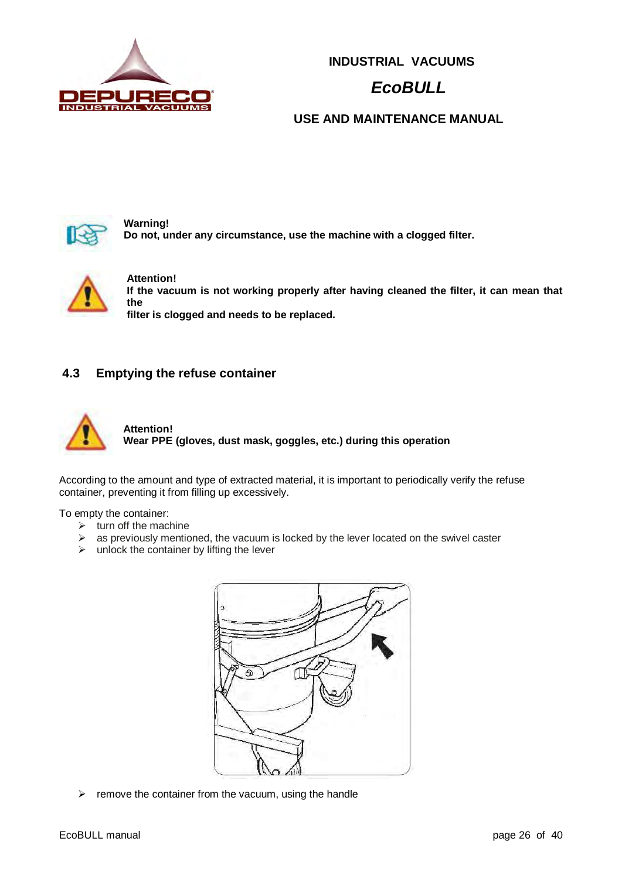**Warning!**
**Do not, under any circumstance, use the machine with a clogged filter.**

**Attention!**
**If the vacuum is not working properly after having cleaned the filter, it can mean that the**
**filter is clogged and needs to be replaced.**

## 4.3 Emptying the refuse container

**Attention!**
**Wear PPE (gloves, dust mask, goggles, etc.) during this operation**

According to the amount and type of extracted material, it is important to periodically verify the refuse container, preventing it from filling up excessively.

To empty the container:

- turn off the machine
- as previously mentioned, the vacuum is locked by the lever located on the swivel caster
- unlock the container by lifting the lever

- remove the container from the vacuum, using the handle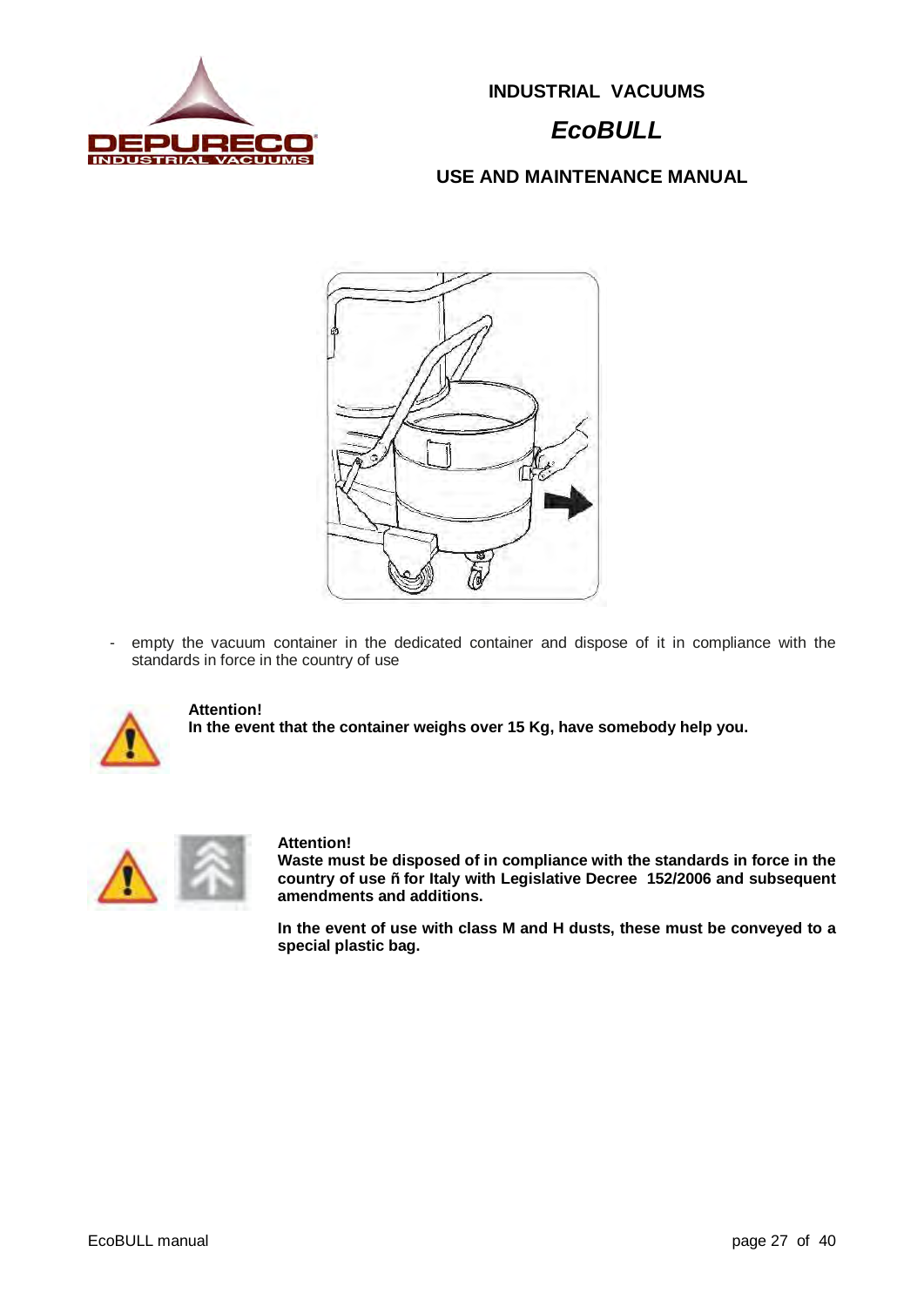- empty the vacuum container in the dedicated container and dispose of it in compliance with the standards in force in the country of use

**Attention!**
**In the event that the container weighs over 15 Kg, have somebody help you.**

**Attention!**
**Waste must be disposed of in compliance with the standards in force in the country of use ñ for Italy with Legislative Decree 152/2006 and subsequent amendments and additions.**

**In the event of use with class M and H dusts, these must be conveyed to a special plastic bag.**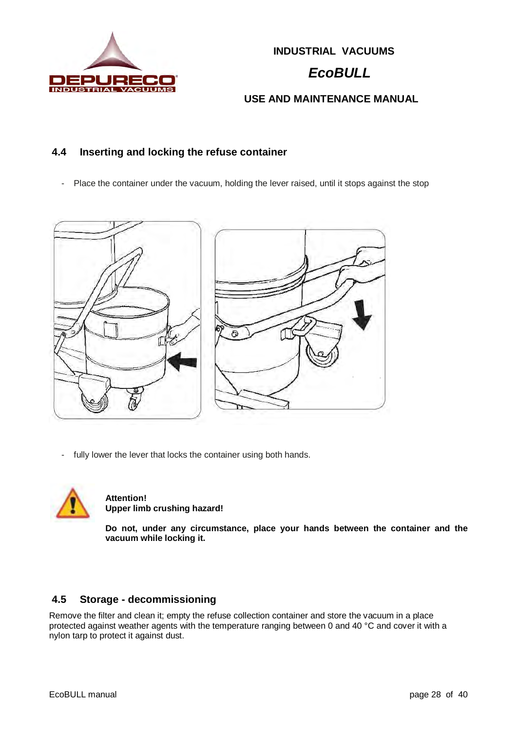## 4.4 Inserting and locking the refuse container

- Place the container under the vacuum, holding the lever raised, until it stops against the stop

- fully lower the lever that locks the container using both hands.

**Attention!**
**Upper limb crushing hazard!**

**Do not, under any circumstance, place your hands between the container and the vacuum while locking it.**

## 4.5 Storage - decommissioning

Remove the filter and clean it; empty the refuse collection container and store the vacuum in a place protected against weather agents with the temperature ranging between 0 and 40 °C and cover it with a nylon tarp to protect it against dust.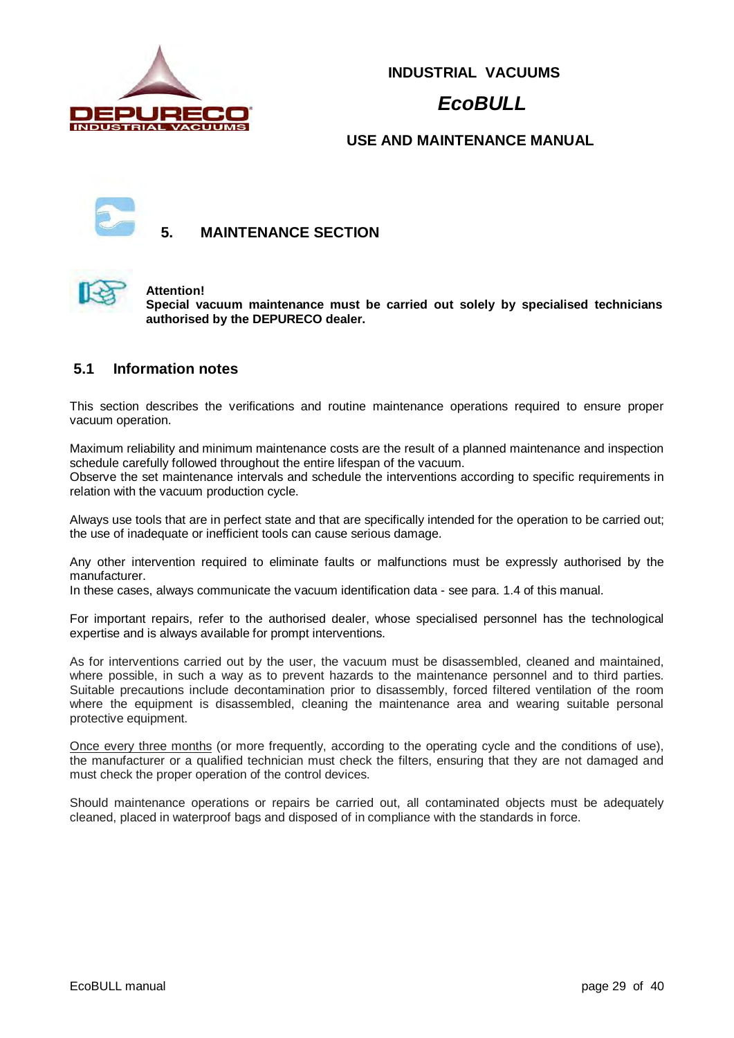# 5. MAINTENANCE SECTION

**Attention!**
**Special vacuum maintenance must be carried out solely by specialised technicians authorised by the DEPURECO dealer.**

## 5.1 Information notes

This section describes the verifications and routine maintenance operations required to ensure proper vacuum operation.

Maximum reliability and minimum maintenance costs are the result of a planned maintenance and inspection schedule carefully followed throughout the entire lifespan of the vacuum.
Observe the set maintenance intervals and schedule the interventions according to specific requirements in relation with the vacuum production cycle.

Always use tools that are in perfect state and that are specifically intended for the operation to be carried out; the use of inadequate or inefficient tools can cause serious damage.

Any other intervention required to eliminate faults or malfunctions must be expressly authorised by the manufacturer.
In these cases, always communicate the vacuum identification data - see para. 1.4 of this manual.

For important repairs, refer to the authorised dealer, whose specialised personnel has the technological expertise and is always available for prompt interventions.

As for interventions carried out by the user, the vacuum must be disassembled, cleaned and maintained, where possible, in such a way as to prevent hazards to the maintenance personnel and to third parties. Suitable precautions include decontamination prior to disassembly, forced filtered ventilation of the room where the equipment is disassembled, cleaning the maintenance area and wearing suitable personal protective equipment.

Once every three months (or more frequently, according to the operating cycle and the conditions of use), the manufacturer or a qualified technician must check the filters, ensuring that they are not damaged and must check the proper operation of the control devices.

Should maintenance operations or repairs be carried out, all contaminated objects must be adequately cleaned, placed in waterproof bags and disposed of in compliance with the standards in force.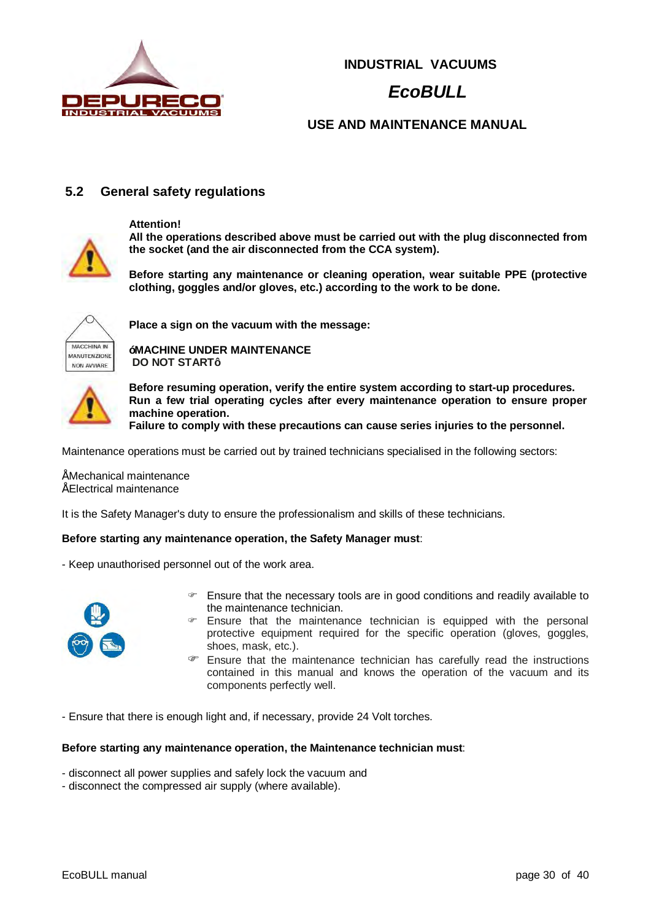## 5.2 General safety regulations

**Attention!**
**All the operations described above must be carried out with the plug disconnected from the socket (and the air disconnected from the CCA system).**

**Before starting any maintenance or cleaning operation, wear suitable PPE (protective clothing, goggles and/or gloves, etc.) according to the work to be done.**

MACCHINA IN MANUTENZIONE NON AVVIARE

**Place a sign on the vacuum with the message:**

**óMACHINE UNDER MAINTENANCE**
**DO NOT STARTô**

**Before resuming operation, verify the entire system according to start-up procedures. Run a few trial operating cycles after every maintenance operation to ensure proper machine operation.**
**Failure to comply with these precautions can cause series injuries to the personnel.**

Maintenance operations must be carried out by trained technicians specialised in the following sectors:

ÅMechanical maintenance
ÅElectrical maintenance

It is the Safety Manager's duty to ensure the professionalism and skills of these technicians.

**Before starting any maintenance operation, the Safety Manager must**:

- Keep unauthorised personnel out of the work area.

- Ensure that the necessary tools are in good conditions and readily available to the maintenance technician.
- Ensure that the maintenance technician is equipped with the personal protective equipment required for the specific operation (gloves, goggles, shoes, mask, etc.).
- Ensure that the maintenance technician has carefully read the instructions contained in this manual and knows the operation of the vacuum and its components perfectly well.

- Ensure that there is enough light and, if necessary, provide 24 Volt torches.

**Before starting any maintenance operation, the Maintenance technician must**:

- disconnect all power supplies and safely lock the vacuum and
- disconnect the compressed air supply (where available).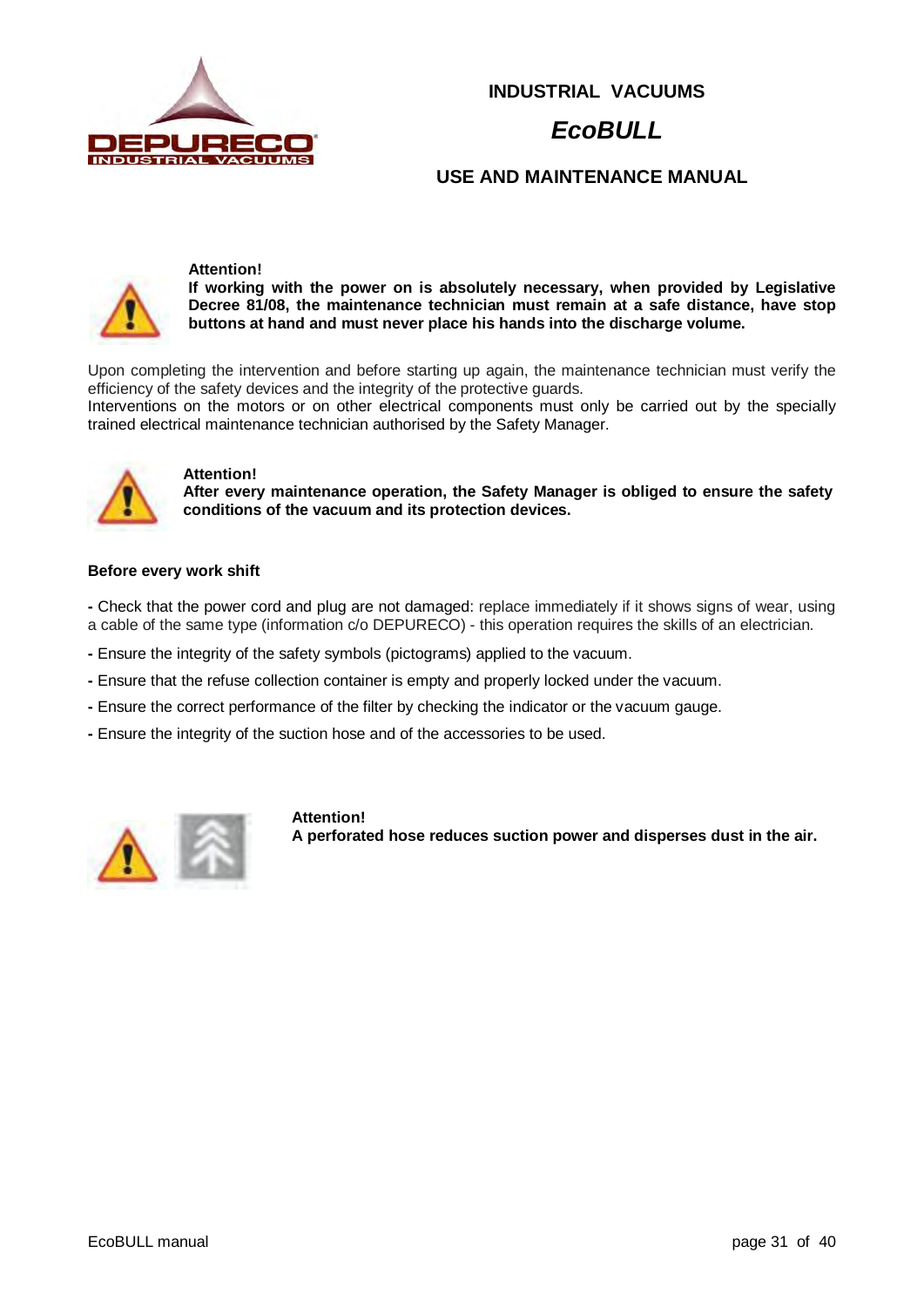**Attention!**
**If working with the power on is absolutely necessary, when provided by Legislative Decree 81/08, the maintenance technician must remain at a safe distance, have stop buttons at hand and must never place his hands into the discharge volume.**

Upon completing the intervention and before starting up again, the maintenance technician must verify the efficiency of the safety devices and the integrity of the protective guards.
Interventions on the motors or on other electrical components must only be carried out by the specially trained electrical maintenance technician authorised by the Safety Manager.

**Attention!**
**After every maintenance operation, the Safety Manager is obliged to ensure the safety conditions of the vacuum and its protection devices.**

**Before every work shift**

- Check that the power cord and plug are not damaged: replace immediately if it shows signs of wear, using a cable of the same type (information c/o DEPURECO) - this operation requires the skills of an electrician.
- Ensure the integrity of the safety symbols (pictograms) applied to the vacuum.
- Ensure that the refuse collection container is empty and properly locked under the vacuum.
- Ensure the correct performance of the filter by checking the indicator or the vacuum gauge.
- Ensure the integrity of the suction hose and of the accessories to be used.

**Attention!**
**A perforated hose reduces suction power and disperses dust in the air.**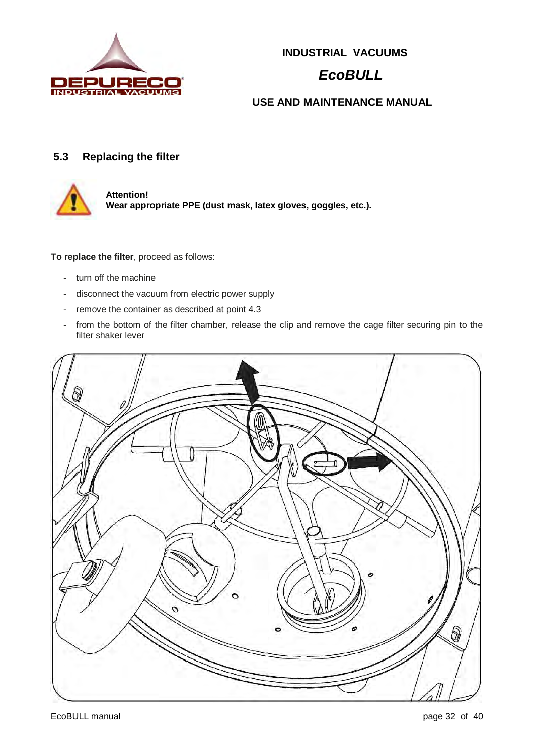## 5.3 Replacing the filter

**Attention!**
**Wear appropriate PPE (dust mask, latex gloves, goggles, etc.).**

**To replace the filter**, proceed as follows:

- turn off the machine
- disconnect the vacuum from electric power supply
- remove the container as described at point 4.3
- from the bottom of the filter chamber, release the clip and remove the cage filter securing pin to the filter shaker lever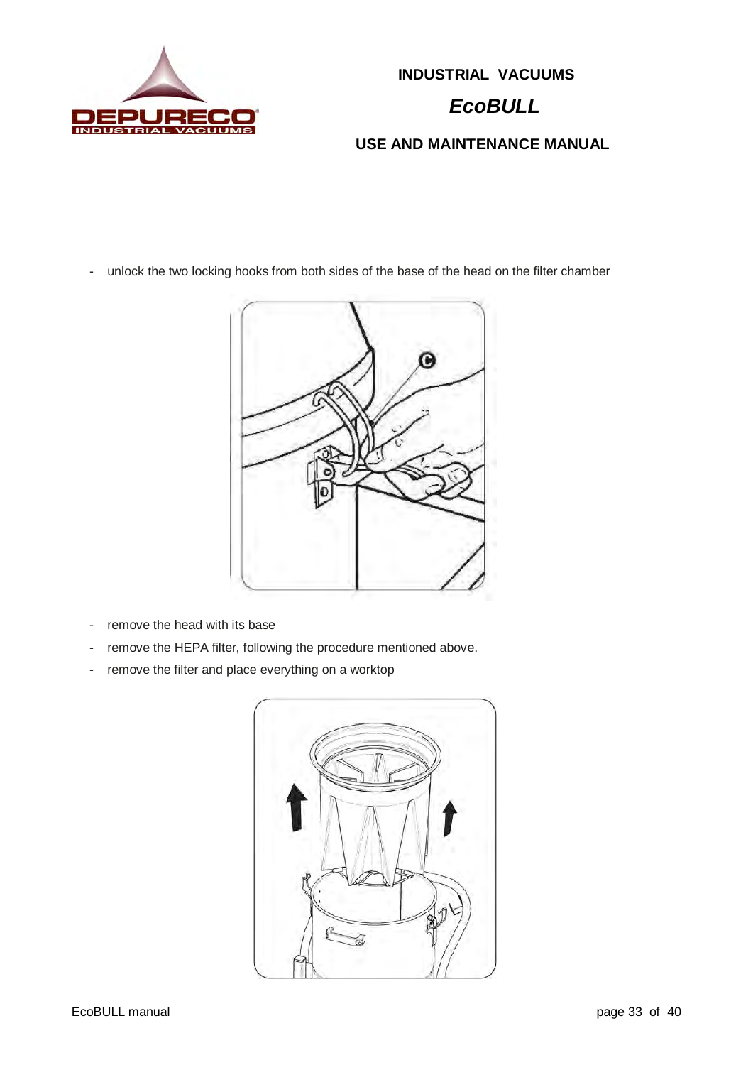- unlock the two locking hooks from both sides of the base of the head on the filter chamber

- remove the head with its base
- remove the HEPA filter, following the procedure mentioned above.
- remove the filter and place everything on a worktop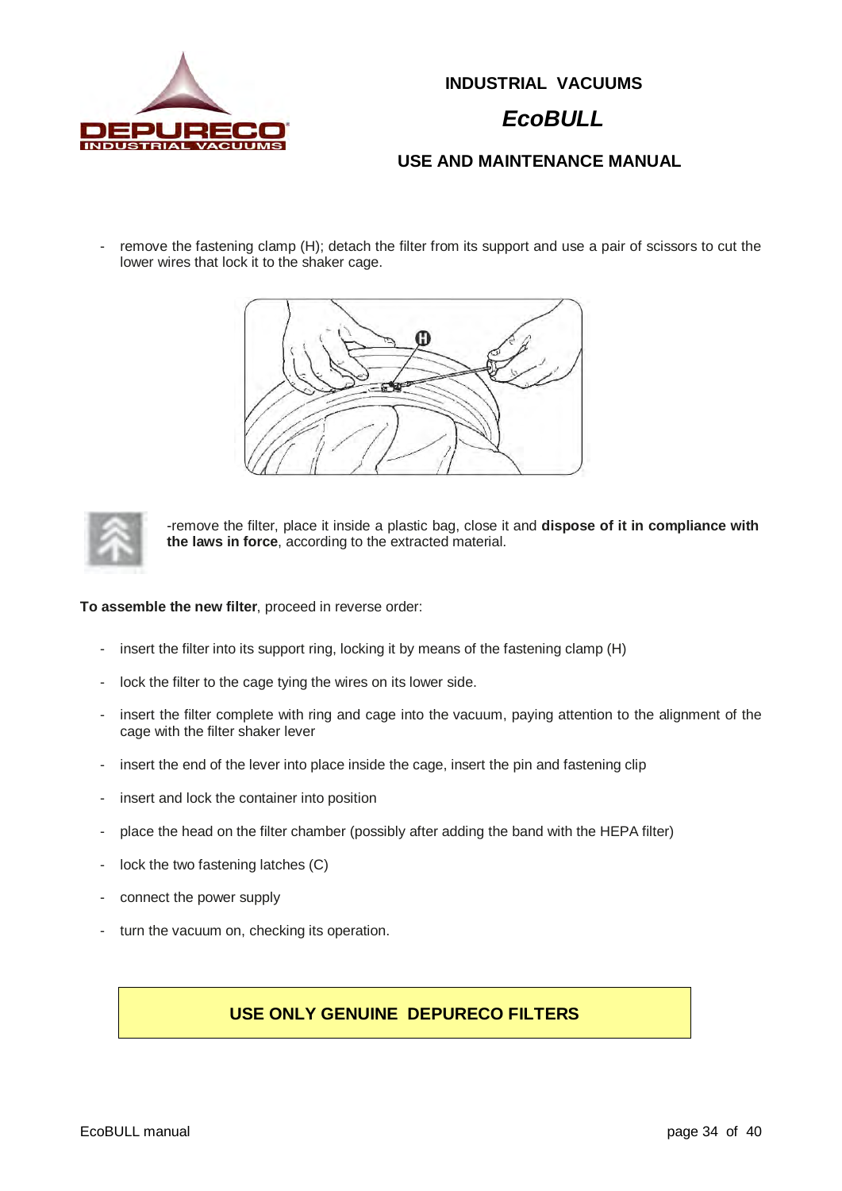- remove the fastening clamp (H); detach the filter from its support and use a pair of scissors to cut the lower wires that lock it to the shaker cage.

-remove the filter, place it inside a plastic bag, close it and **dispose of it in compliance with the laws in force**, according to the extracted material.

**To assemble the new filter**, proceed in reverse order:

- insert the filter into its support ring, locking it by means of the fastening clamp (H)
- lock the filter to the cage tying the wires on its lower side.
- insert the filter complete with ring and cage into the vacuum, paying attention to the alignment of the cage with the filter shaker lever
- insert the end of the lever into place inside the cage, insert the pin and fastening clip
- insert and lock the container into position
- place the head on the filter chamber (possibly after adding the band with the HEPA filter)
- lock the two fastening latches (C)
- connect the power supply
- turn the vacuum on, checking its operation.

**USE ONLY GENUINE DEPURECO FILTERS**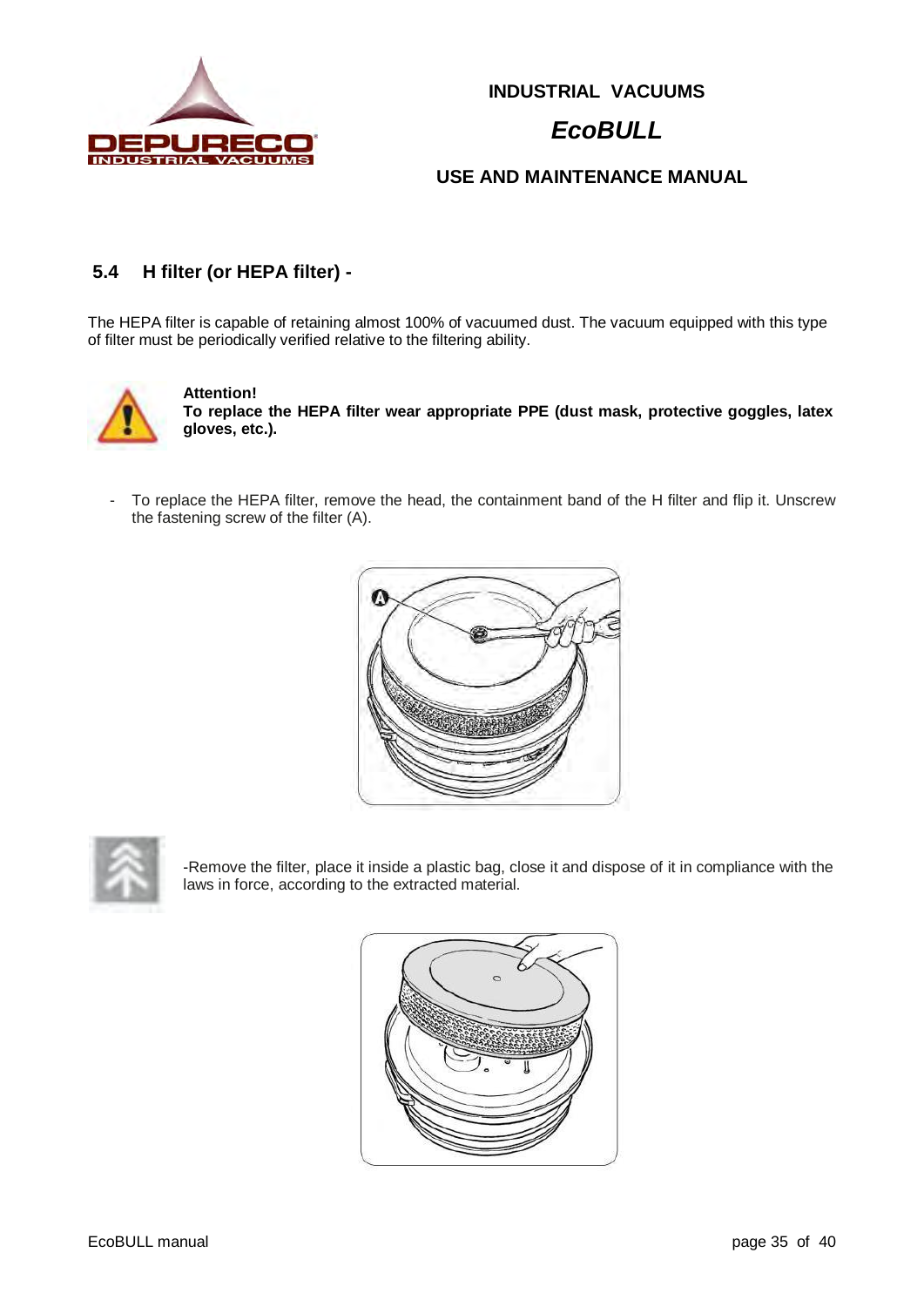## 5.4 H filter (or HEPA filter) -

The HEPA filter is capable of retaining almost 100% of vacuumed dust. The vacuum equipped with this type of filter must be periodically verified relative to the filtering ability.

**Attention!**
**To replace the HEPA filter wear appropriate PPE (dust mask, protective goggles, latex gloves, etc.).**

- To replace the HEPA filter, remove the head, the containment band of the H filter and flip it. Unscrew the fastening screw of the filter (A).

-Remove the filter, place it inside a plastic bag, close it and dispose of it in compliance with the laws in force, according to the extracted material.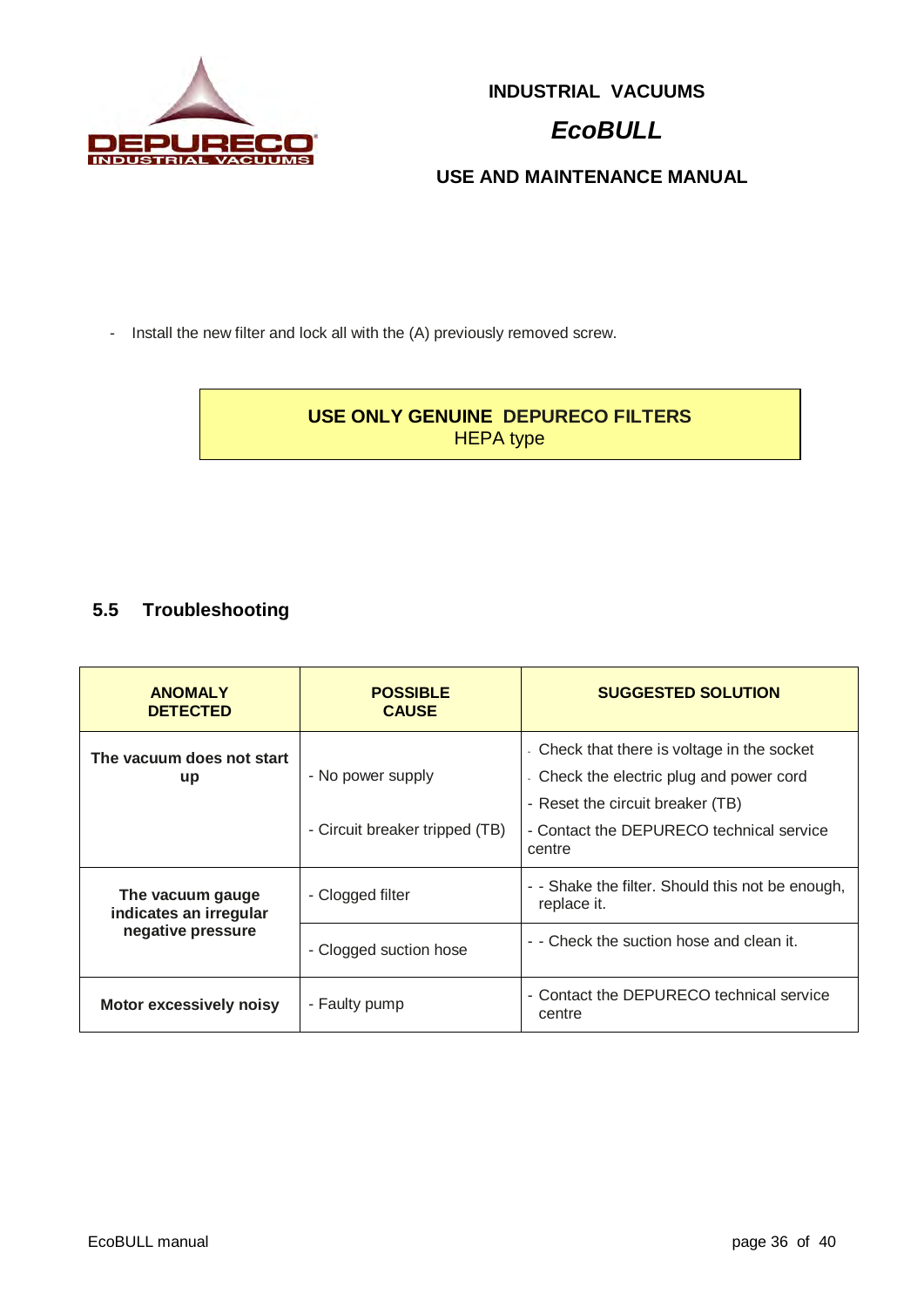- Install the new filter and lock all with the (A) previously removed screw.

**USE ONLY GENUINE DEPURECO FILTERS**
HEPA type

## 5.5 Troubleshooting

| ANOMALY DETECTED | POSSIBLE CAUSE | SUGGESTED SOLUTION |
|---|---|---|
| **The vacuum does not start up** | - No power supply<br>- Circuit breaker tripped (TB) | - Check that there is voltage in the socket<br>- Check the electric plug and power cord<br>- Reset the circuit breaker (TB)<br>- Contact the DEPURECO technical service centre |
| **The vacuum gauge indicates an irregular negative pressure** | - Clogged filter | - - Shake the filter. Should this not be enough, replace it. |
| | - Clogged suction hose | - - Check the suction hose and clean it. |
| **Motor excessively noisy** | - Faulty pump | - Contact the DEPURECO technical service centre |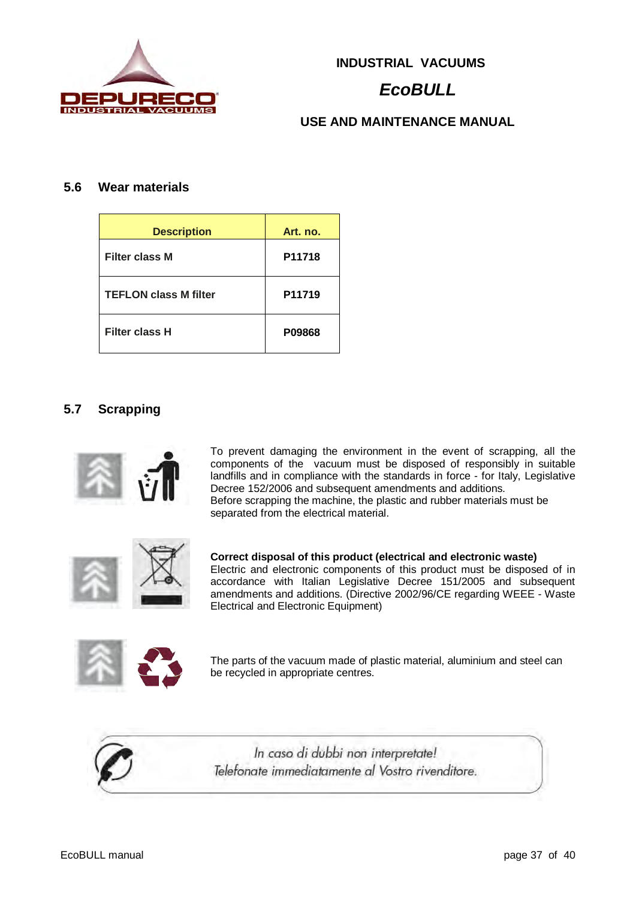## 5.6 Wear materials

| Description | Art. no. |
|---|---|
| **Filter class M** | **P11718** |
| **TEFLON class M filter** | **P11719** |
| **Filter class H** | **P09868** |

## 5.7 Scrapping

To prevent damaging the environment in the event of scrapping, all the components of the vacuum must be disposed of responsibly in suitable landfills and in compliance with the standards in force - for Italy, Legislative Decree 152/2006 and subsequent amendments and additions.
Before scrapping the machine, the plastic and rubber materials must be separated from the electrical material.

**Correct disposal of this product (electrical and electronic waste)**
Electric and electronic components of this product must be disposed of in accordance with Italian Legislative Decree 151/2005 and subsequent amendments and additions. (Directive 2002/96/CE regarding WEEE - Waste Electrical and Electronic Equipment)

The parts of the vacuum made of plastic material, aluminium and steel can be recycled in appropriate centres.

*In caso di dubbi non interpretate!*
*Telefonate immediatamente al Vostro rivenditore.*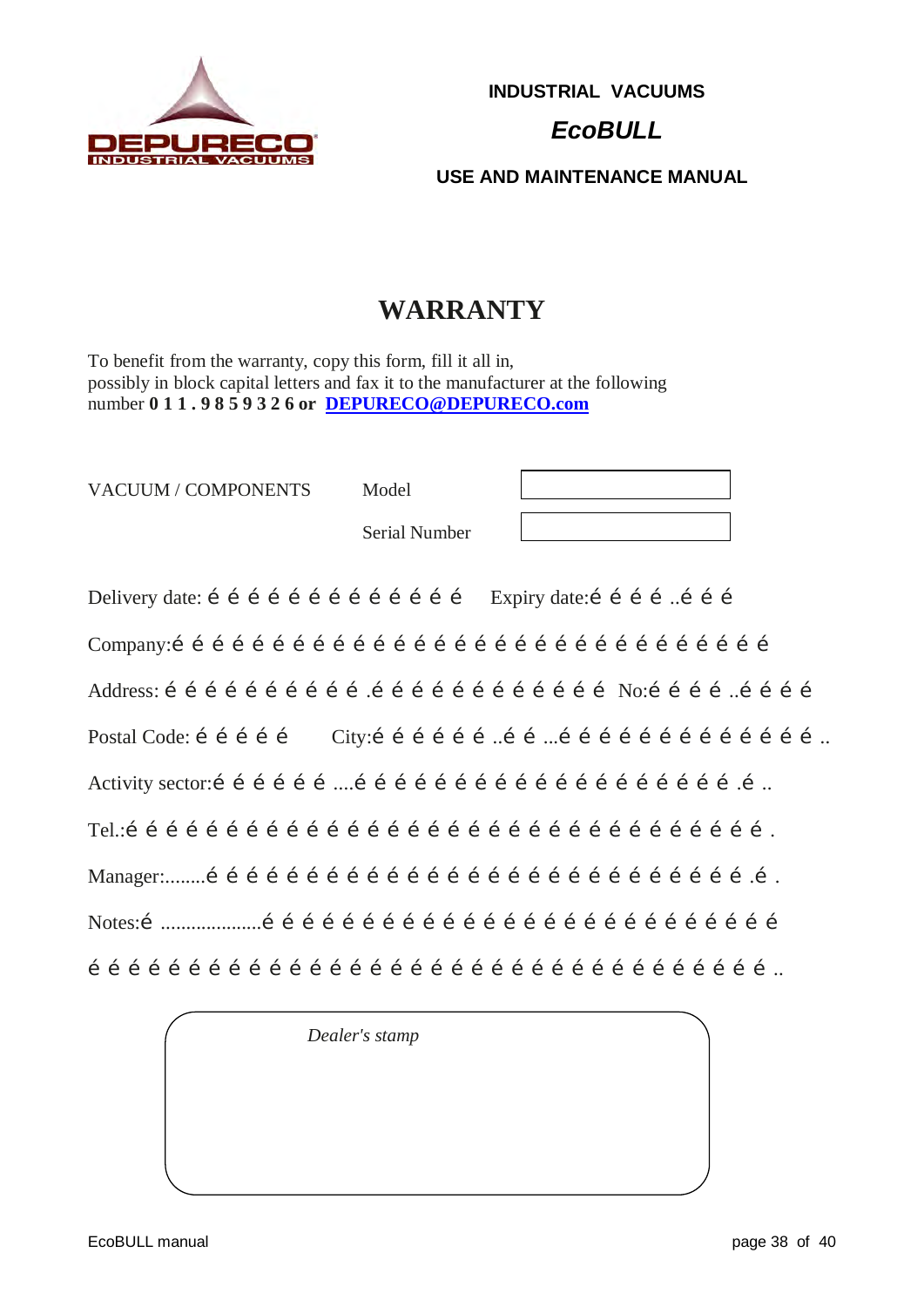INDUSTRIAL VACUUMS

*EcoBULL*

USE AND MAINTENANCE MANUAL

# WARRANTY

To benefit from the warranty, copy this form, fill it all in,
possibly in block capital letters and fax it to the manufacturer at the following
number **0 1 1 . 9 8 5 9 3 2 6 or** **DEPURECO@DEPURECO.com**

| VACUUM / COMPONENTS | Model | |
|---|---|---|
| | Serial Number | |

Delivery date: é é é é é é é é é é é é é    Expiry date:é é é é ..é é é

Company:é é é é é é é é é é é é é é é é é é é é é é é é é é é é é

Address: é é é é é é é é é é .é é é é é é é é é é é é   No:é é é é ..é é é é

Postal Code: é é é é é    City:é é é é é é ..é é ...é é é é é é é é é é é é é ..

Activity sector:é é é é é é ....é é é é é é é é é é é é é é é é é é .é ..

Tel.:é é é é é é é é é é é é é é é é é é é é é é é é é é é é é é é é .

Manager:........é é é é é é é é é é é é é é é é é é é é é é é é é é é .é .

Notes:é ....................é é é é é é é é é é é é é é é é é é é é é é é é é

é é é é é é é é é é é é é é é é é é é é é é é é é é é é é é é é é é é ..

*Dealer's stamp*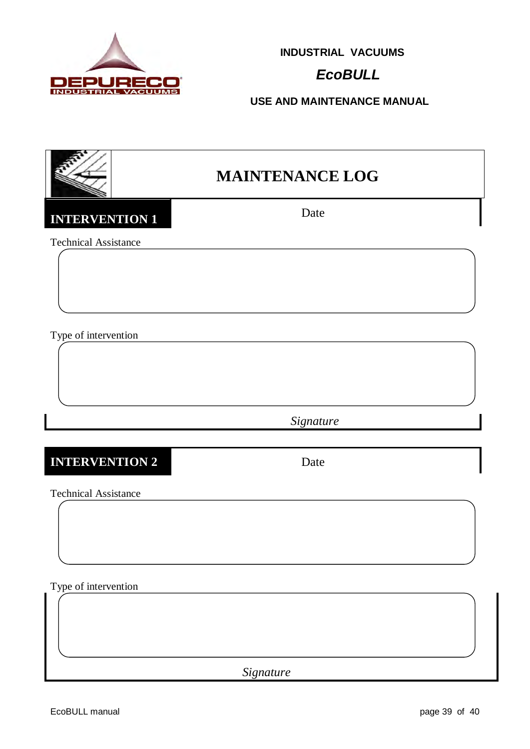# MAINTENANCE LOG

## INTERVENTION 1

Date

Technical Assistance

Type of intervention

*Signature*

## INTERVENTION 2

Date

Technical Assistance

Type of intervention

*Signature*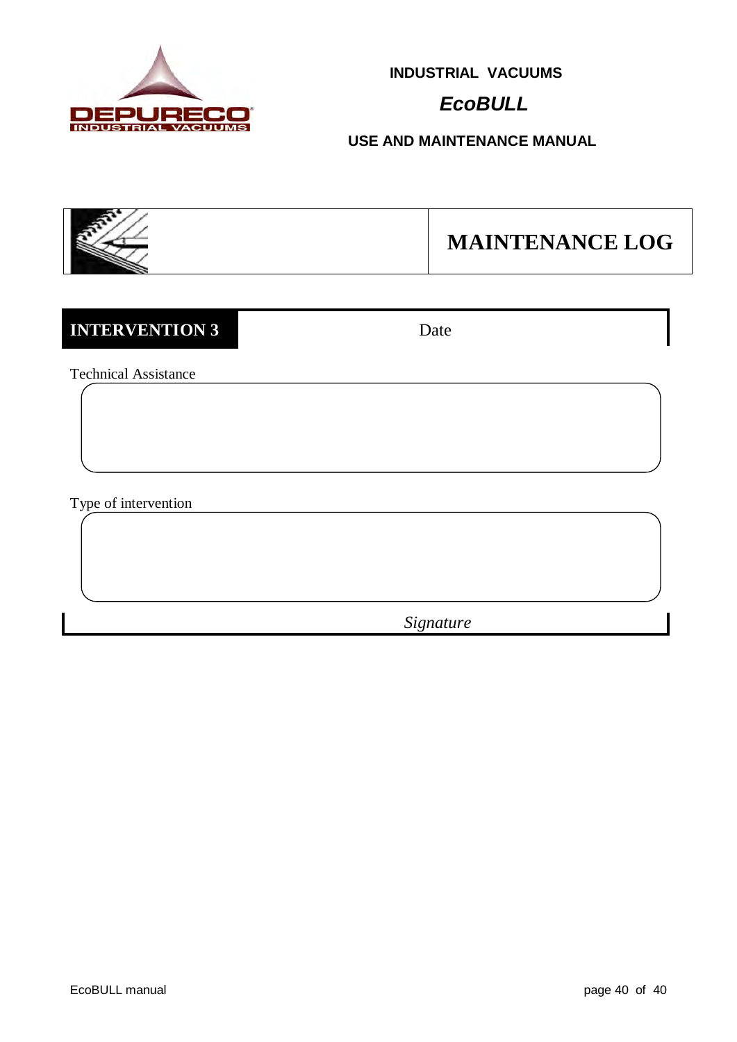# MAINTENANCE LOG

| INTERVENTION 3 | Date |
|---|---|

Technical Assistance

Type of intervention

*Signature*